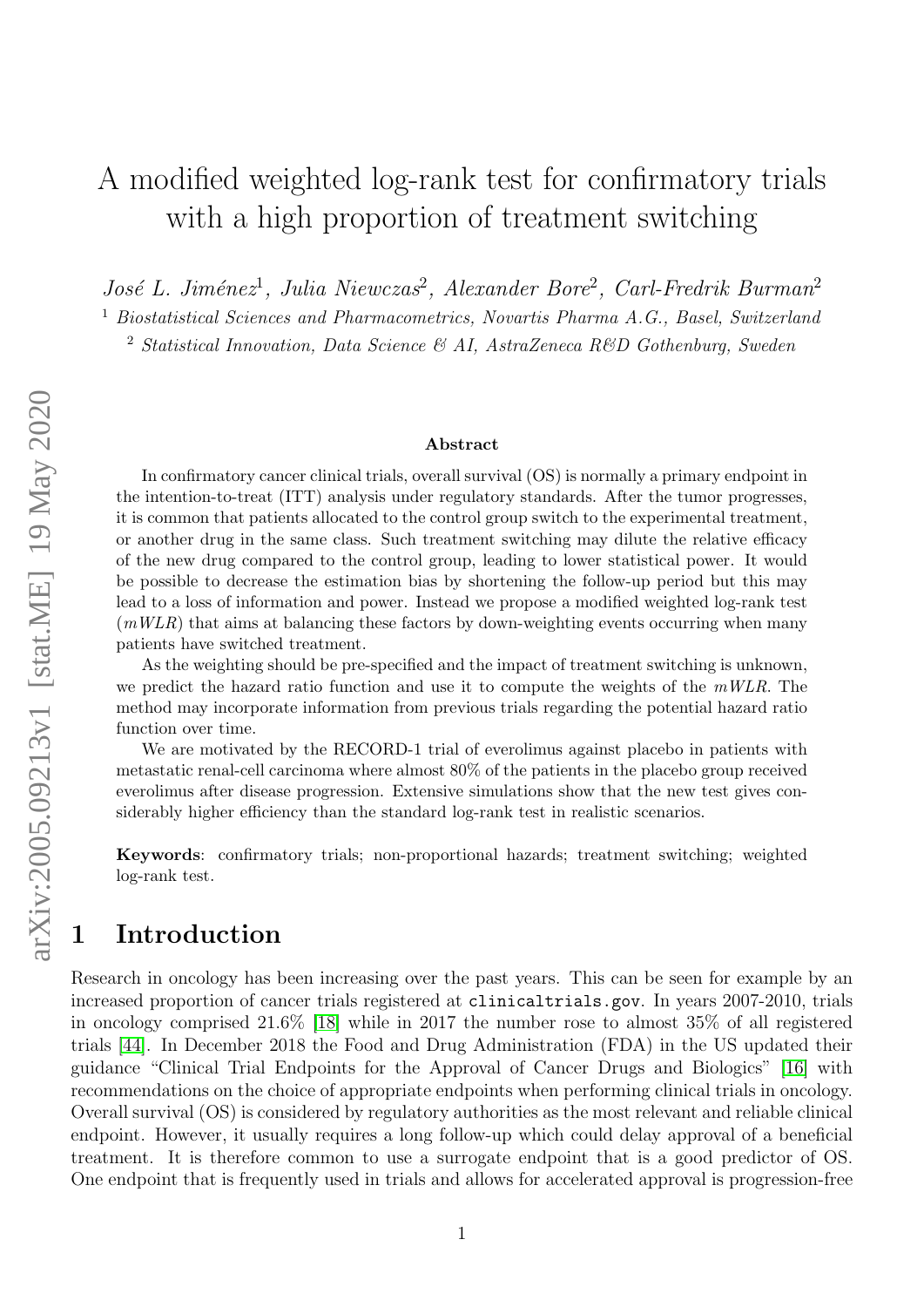# A modified weighted log-rank test for confirmatory trials with a high proportion of treatment switching

*José L. Jiménez*[1], *Julia Niewczas*[2], *Alexander Bore*[2], *Carl-Fredrik Burman*[2]

[1] *Biostatistical Sciences and Pharmacometrics, Novartis Pharma A.G., Basel, Switzerland*

[2] *Statistical Innovation, Data Science & AI, AstraZeneca R&D Gothenburg, Sweden*

**Abstract**

In confirmatory cancer clinical trials, overall survival (OS) is normally a primary endpoint in the intention-to-treat (ITT) analysis under regulatory standards. After the tumor progresses, it is common that patients allocated to the control group switch to the experimental treatment, or another drug in the same class. Such treatment switching may dilute the relative efficacy of the new drug compared to the control group, leading to lower statistical power. It would be possible to decrease the estimation bias by shortening the follow-up period but this may lead to a loss of information and power. Instead we propose a modified weighted log-rank test (*mWLR*) that aims at balancing these factors by down-weighting events occurring when many patients have switched treatment.

As the weighting should be pre-specified and the impact of treatment switching is unknown, we predict the hazard ratio function and use it to compute the weights of the *mWLR*. The method may incorporate information from previous trials regarding the potential hazard ratio function over time.

We are motivated by the RECORD-1 trial of everolimus against placebo in patients with metastatic renal-cell carcinoma where almost 80% of the patients in the placebo group received everolimus after disease progression. Extensive simulations show that the new test gives considerably higher efficiency than the standard log-rank test in realistic scenarios.

**Keywords**: confirmatory trials; non-proportional hazards; treatment switching; weighted log-rank test.

## 1 Introduction

Research in oncology has been increasing over the past years. This can be seen for example by an increased proportion of cancer trials registered at `clinicaltrials.gov`. In years 2007-2010, trials in oncology comprised 21.6% [18] while in 2017 the number rose to almost 35% of all registered trials [44]. In December 2018 the Food and Drug Administration (FDA) in the US updated their guidance "Clinical Trial Endpoints for the Approval of Cancer Drugs and Biologics" [16] with recommendations on the choice of appropriate endpoints when performing clinical trials in oncology. Overall survival (OS) is considered by regulatory authorities as the most relevant and reliable clinical endpoint. However, it usually requires a long follow-up which could delay approval of a beneficial treatment. It is therefore common to use a surrogate endpoint that is a good predictor of OS. One endpoint that is frequently used in trials and allows for accelerated approval is progression-free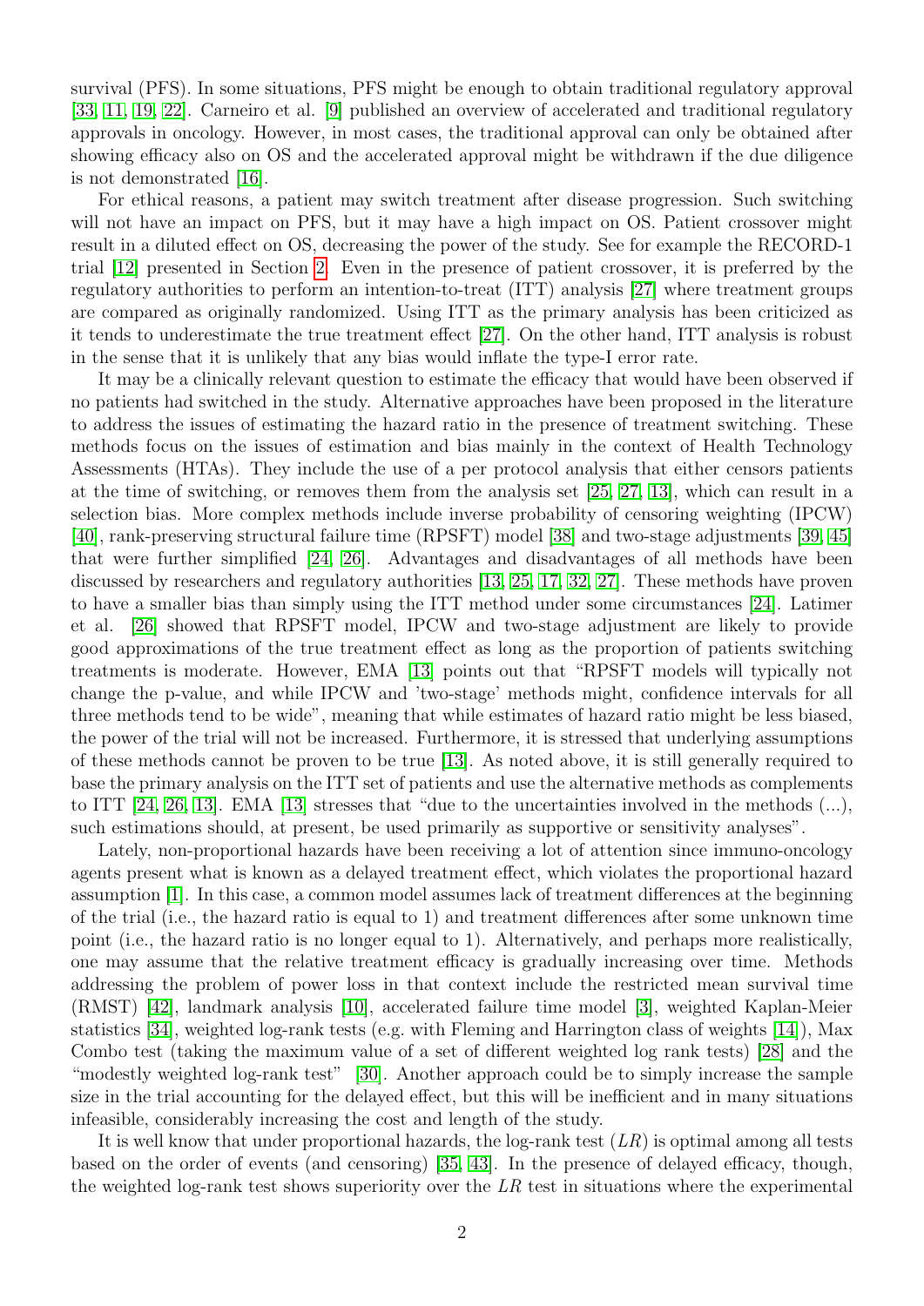survival (PFS). In some situations, PFS might be enough to obtain traditional regulatory approval [33, 11, 19, 22]. Carneiro et al. [9] published an overview of accelerated and traditional regulatory approvals in oncology. However, in most cases, the traditional approval can only be obtained after showing efficacy also on OS and the accelerated approval might be withdrawn if the due diligence is not demonstrated [16].

For ethical reasons, a patient may switch treatment after disease progression. Such switching will not have an impact on PFS, but it may have a high impact on OS. Patient crossover might result in a diluted effect on OS, decreasing the power of the study. See for example the RECORD-1 trial [12] presented in Section 2. Even in the presence of patient crossover, it is preferred by the regulatory authorities to perform an intention-to-treat (ITT) analysis [27] where treatment groups are compared as originally randomized. Using ITT as the primary analysis has been criticized as it tends to underestimate the true treatment effect [27]. On the other hand, ITT analysis is robust in the sense that it is unlikely that any bias would inflate the type-I error rate.

It may be a clinically relevant question to estimate the efficacy that would have been observed if no patients had switched in the study. Alternative approaches have been proposed in the literature to address the issues of estimating the hazard ratio in the presence of treatment switching. These methods focus on the issues of estimation and bias mainly in the context of Health Technology Assessments (HTAs). They include the use of a per protocol analysis that either censors patients at the time of switching, or removes them from the analysis set [25, 27, 13], which can result in a selection bias. More complex methods include inverse probability of censoring weighting (IPCW) [40], rank-preserving structural failure time (RPSFT) model [38] and two-stage adjustments [39, 45] that were further simplified [24, 26]. Advantages and disadvantages of all methods have been discussed by researchers and regulatory authorities [13, 25, 17, 32, 27]. These methods have proven to have a smaller bias than simply using the ITT method under some circumstances [24]. Latimer et al. [26] showed that RPSFT model, IPCW and two-stage adjustment are likely to provide good approximations of the true treatment effect as long as the proportion of patients switching treatments is moderate. However, EMA [13] points out that "RPSFT models will typically not change the p-value, and while IPCW and 'two-stage' methods might, confidence intervals for all three methods tend to be wide", meaning that while estimates of hazard ratio might be less biased, the power of the trial will not be increased. Furthermore, it is stressed that underlying assumptions of these methods cannot be proven to be true [13]. As noted above, it is still generally required to base the primary analysis on the ITT set of patients and use the alternative methods as complements to ITT [24, 26, 13]. EMA [13] stresses that "due to the uncertainties involved in the methods (...), such estimations should, at present, be used primarily as supportive or sensitivity analyses".

Lately, non-proportional hazards have been receiving a lot of attention since immuno-oncology agents present what is known as a delayed treatment effect, which violates the proportional hazard assumption [1]. In this case, a common model assumes lack of treatment differences at the beginning of the trial (i.e., the hazard ratio is equal to 1) and treatment differences after some unknown time point (i.e., the hazard ratio is no longer equal to 1). Alternatively, and perhaps more realistically, one may assume that the relative treatment efficacy is gradually increasing over time. Methods addressing the problem of power loss in that context include the restricted mean survival time (RMST) [42], landmark analysis [10], accelerated failure time model [3], weighted Kaplan-Meier statistics [34], weighted log-rank tests (e.g. with Fleming and Harrington class of weights [14]), Max Combo test (taking the maximum value of a set of different weighted log rank tests) [28] and the "modestly weighted log-rank test" [30]. Another approach could be to simply increase the sample size in the trial accounting for the delayed effect, but this will be inefficient and in many situations infeasible, considerably increasing the cost and length of the study.

It is well know that under proportional hazards, the log-rank test ($LR$) is optimal among all tests based on the order of events (and censoring) [35, 43]. In the presence of delayed efficacy, though, the weighted log-rank test shows superiority over the $LR$ test in situations where the experimental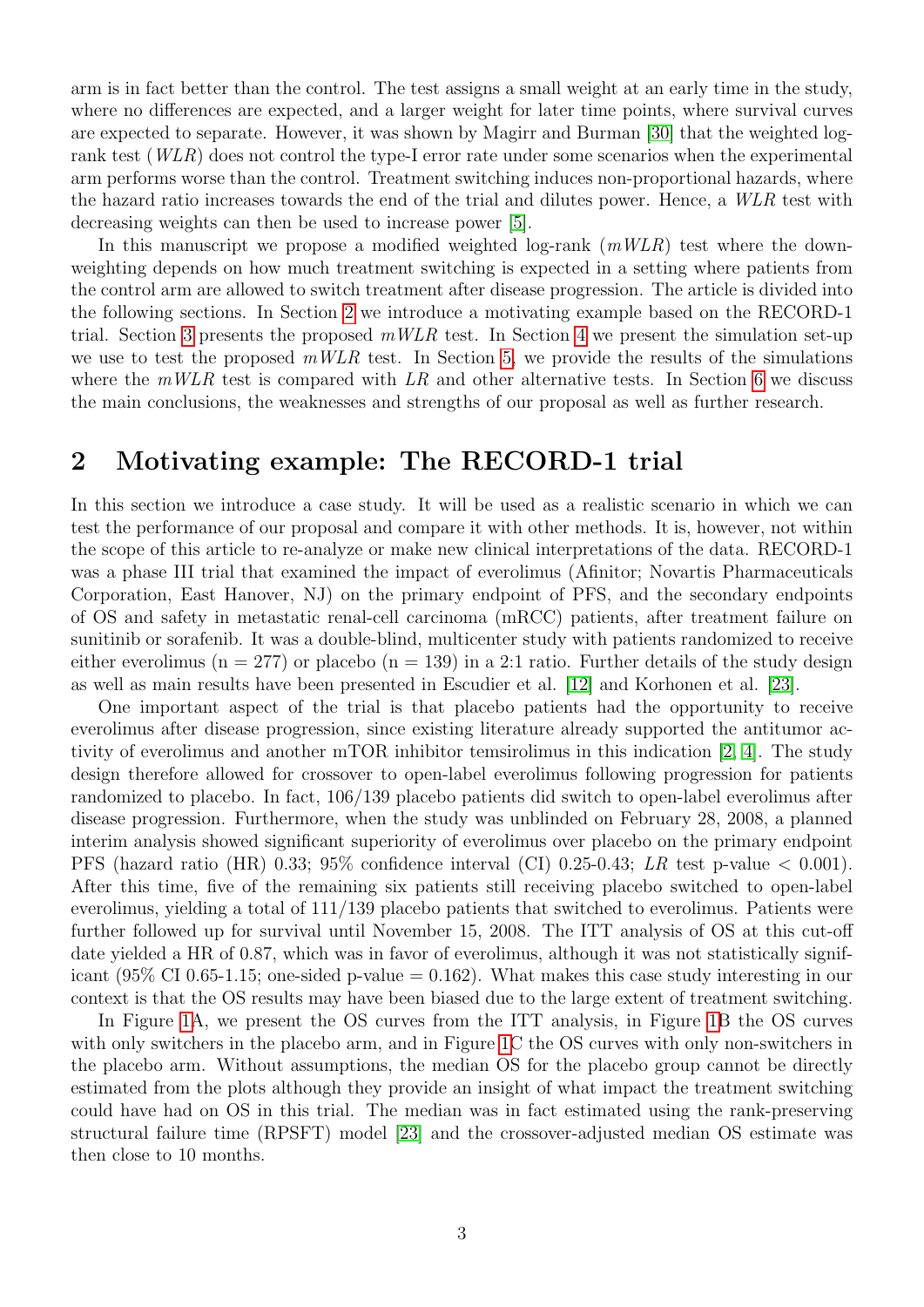arm is in fact better than the control. The test assigns a small weight at an early time in the study, where no differences are expected, and a larger weight for later time points, where survival curves are expected to separate. However, it was shown by Magirr and Burman [30] that the weighted log-rank test (*WLR*) does not control the type-I error rate under some scenarios when the experimental arm performs worse than the control. Treatment switching induces non-proportional hazards, where the hazard ratio increases towards the end of the trial and dilutes power. Hence, a *WLR* test with decreasing weights can then be used to increase power [5].

In this manuscript we propose a modified weighted log-rank (*mWLR*) test where the down-weighting depends on how much treatment switching is expected in a setting where patients from the control arm are allowed to switch treatment after disease progression. The article is divided into the following sections. In Section 2 we introduce a motivating example based on the RECORD-1 trial. Section 3 presents the proposed *mWLR* test. In Section 4 we present the simulation set-up we use to test the proposed *mWLR* test. In Section 5, we provide the results of the simulations where the *mWLR* test is compared with *LR* and other alternative tests. In Section 6 we discuss the main conclusions, the weaknesses and strengths of our proposal as well as further research.

# 2 Motivating example: The RECORD-1 trial

In this section we introduce a case study. It will be used as a realistic scenario in which we can test the performance of our proposal and compare it with other methods. It is, however, not within the scope of this article to re-analyze or make new clinical interpretations of the data. RECORD-1 was a phase III trial that examined the impact of everolimus (Afinitor; Novartis Pharmaceuticals Corporation, East Hanover, NJ) on the primary endpoint of PFS, and the secondary endpoints of OS and safety in metastatic renal-cell carcinoma (mRCC) patients, after treatment failure on sunitinib or sorafenib. It was a double-blind, multicenter study with patients randomized to receive either everolimus (n = 277) or placebo (n = 139) in a 2:1 ratio. Further details of the study design as well as main results have been presented in Escudier et al. [12] and Korhonen et al. [23].

One important aspect of the trial is that placebo patients had the opportunity to receive everolimus after disease progression, since existing literature already supported the antitumor activity of everolimus and another mTOR inhibitor temsirolimus in this indication [2, 4]. The study design therefore allowed for crossover to open-label everolimus following progression for patients randomized to placebo. In fact, 106/139 placebo patients did switch to open-label everolimus after disease progression. Furthermore, when the study was unblinded on February 28, 2008, a planned interim analysis showed significant superiority of everolimus over placebo on the primary endpoint PFS (hazard ratio (HR) 0.33; 95% confidence interval (CI) 0.25-0.43; *LR* test p-value < 0.001). After this time, five of the remaining six patients still receiving placebo switched to open-label everolimus, yielding a total of 111/139 placebo patients that switched to everolimus. Patients were further followed up for survival until November 15, 2008. The ITT analysis of OS at this cut-off date yielded a HR of 0.87, which was in favor of everolimus, although it was not statistically significant (95% CI 0.65-1.15; one-sided p-value = 0.162). What makes this case study interesting in our context is that the OS results may have been biased due to the large extent of treatment switching.

In Figure 1A, we present the OS curves from the ITT analysis, in Figure 1B the OS curves with only switchers in the placebo arm, and in Figure 1C the OS curves with only non-switchers in the placebo arm. Without assumptions, the median OS for the placebo group cannot be directly estimated from the plots although they provide an insight of what impact the treatment switching could have had on OS in this trial. The median was in fact estimated using the rank-preserving structural failure time (RPSFT) model [23] and the crossover-adjusted median OS estimate was then close to 10 months.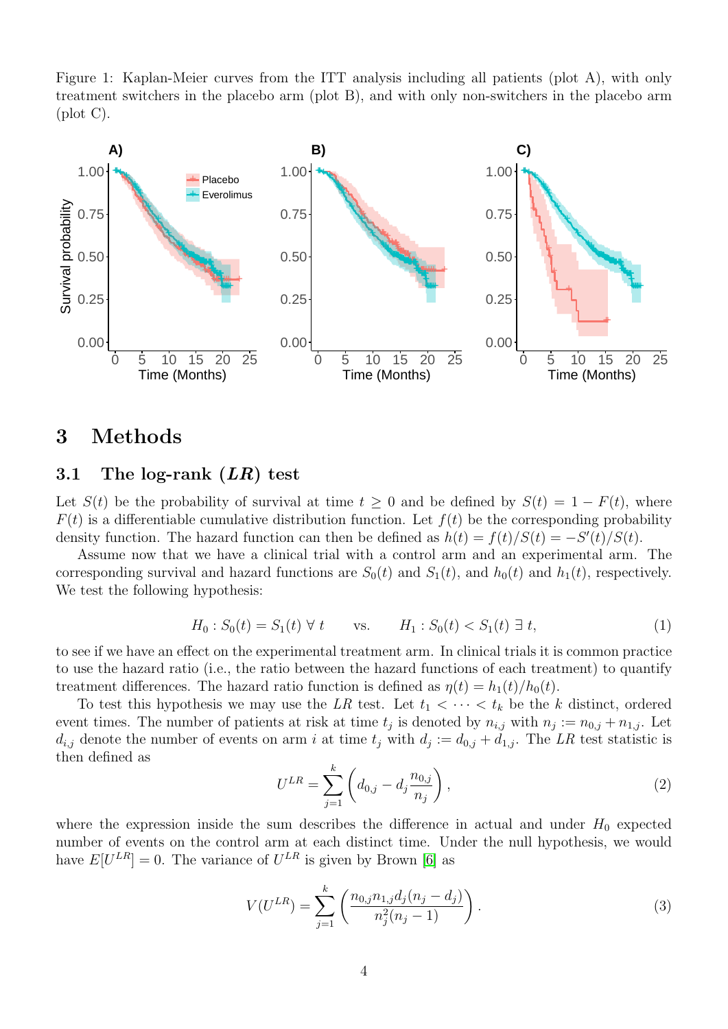Figure 1: Kaplan-Meier curves from the ITT analysis including all patients (plot A), with only treatment switchers in the placebo arm (plot B), and with only non-switchers in the placebo arm (plot C).

# 3 Methods

## 3.1 The log-rank (*LR*) test

Let $S(t)$ be the probability of survival at time $t \geq 0$ and be defined by $S(t) = 1 - F(t)$, where $F(t)$ is a differentiable cumulative distribution function. Let $f(t)$ be the corresponding probability density function. The hazard function can then be defined as $h(t) = f(t)/S(t) = -S'(t)/S(t)$.

Assume now that we have a clinical trial with a control arm and an experimental arm. The corresponding survival and hazard functions are $S_0(t)$ and $S_1(t)$, and $h_0(t)$ and $h_1(t)$, respectively. We test the following hypothesis:

$$H_0 : S_0(t) = S_1(t) \; \forall \; t \qquad \text{vs.} \qquad H_1 : S_0(t) < S_1(t) \; \exists \; t, \tag{1}$$

to see if we have an effect on the experimental treatment arm. In clinical trials it is common practice to use the hazard ratio (i.e., the ratio between the hazard functions of each treatment) to quantify treatment differences. The hazard ratio function is defined as $\eta(t) = h_1(t)/h_0(t)$.

To test this hypothesis we may use the *LR* test. Let $t_1 < \cdots < t_k$ be the $k$ distinct, ordered event times. The number of patients at risk at time $t_j$ is denoted by $n_{i,j}$ with $n_j := n_{0,j} + n_{1,j}$. Let $d_{i,j}$ denote the number of events on arm $i$ at time $t_j$ with $d_j := d_{0,j} + d_{1,j}$. The *LR* test statistic is then defined as

$$U^{LR} = \sum_{j=1}^{k} \left( d_{0,j} - d_j \frac{n_{0,j}}{n_j} \right), \tag{2}$$

where the expression inside the sum describes the difference in actual and under $H_0$ expected number of events on the control arm at each distinct time. Under the null hypothesis, we would have $E[U^{LR}] = 0$. The variance of $U^{LR}$ is given by Brown [6] as

$$V(U^{LR}) = \sum_{j=1}^{k} \left( \frac{n_{0,j} n_{1,j} d_j (n_j - d_j)}{n_j^2 (n_j - 1)} \right). \tag{3}$$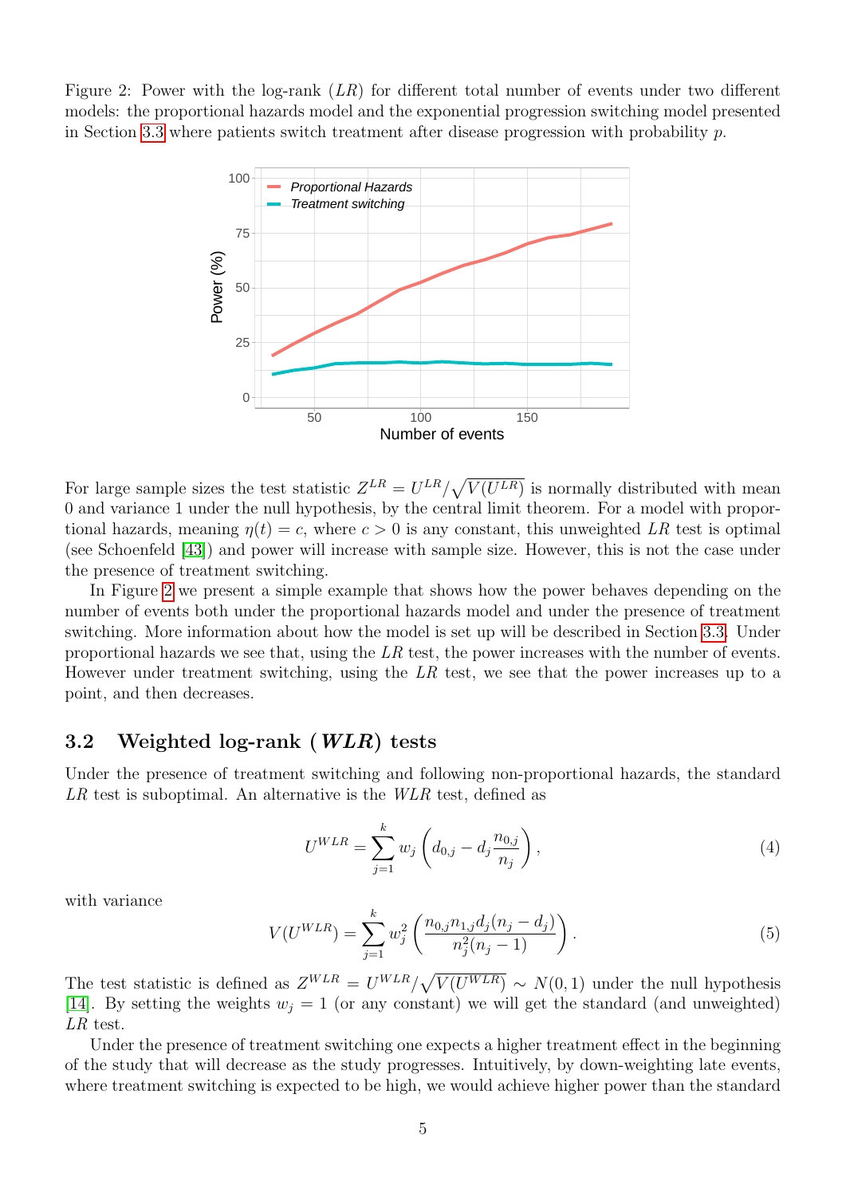Figure 2: Power with the log-rank ($LR$) for different total number of events under two different models: the proportional hazards model and the exponential progression switching model presented in Section 3.3 where patients switch treatment after disease progression with probability $p$.

For large sample sizes the test statistic $Z^{LR} = U^{LR}/\sqrt{V(U^{LR})}$ is normally distributed with mean 0 and variance 1 under the null hypothesis, by the central limit theorem. For a model with proportional hazards, meaning $\eta(t) = c$, where $c > 0$ is any constant, this unweighted $LR$ test is optimal (see Schoenfeld [43]) and power will increase with sample size. However, this is not the case under the presence of treatment switching.

In Figure 2 we present a simple example that shows how the power behaves depending on the number of events both under the proportional hazards model and under the presence of treatment switching. More information about how the model is set up will be described in Section 3.3. Under proportional hazards we see that, using the $LR$ test, the power increases with the number of events. However under treatment switching, using the $LR$ test, we see that the power increases up to a point, and then decreases.

### 3.2 Weighted log-rank (*WLR*) tests

Under the presence of treatment switching and following non-proportional hazards, the standard $LR$ test is suboptimal. An alternative is the $WLR$ test, defined as

$$U^{WLR} = \sum_{j=1}^{k} w_j \left( d_{0,j} - d_j \frac{n_{0,j}}{n_j} \right), \tag{4}$$

with variance

$$V(U^{WLR}) = \sum_{j=1}^{k} w_j^2 \left( \frac{n_{0,j} n_{1,j} d_j (n_j - d_j)}{n_j^2 (n_j - 1)} \right). \tag{5}$$

The test statistic is defined as $Z^{WLR} = U^{WLR}/\sqrt{V(U^{WLR})} \sim N(0,1)$ under the null hypothesis [14]. By setting the weights $w_j = 1$ (or any constant) we will get the standard (and unweighted) $LR$ test.

Under the presence of treatment switching one expects a higher treatment effect in the beginning of the study that will decrease as the study progresses. Intuitively, by down-weighting late events, where treatment switching is expected to be high, we would achieve higher power than the standard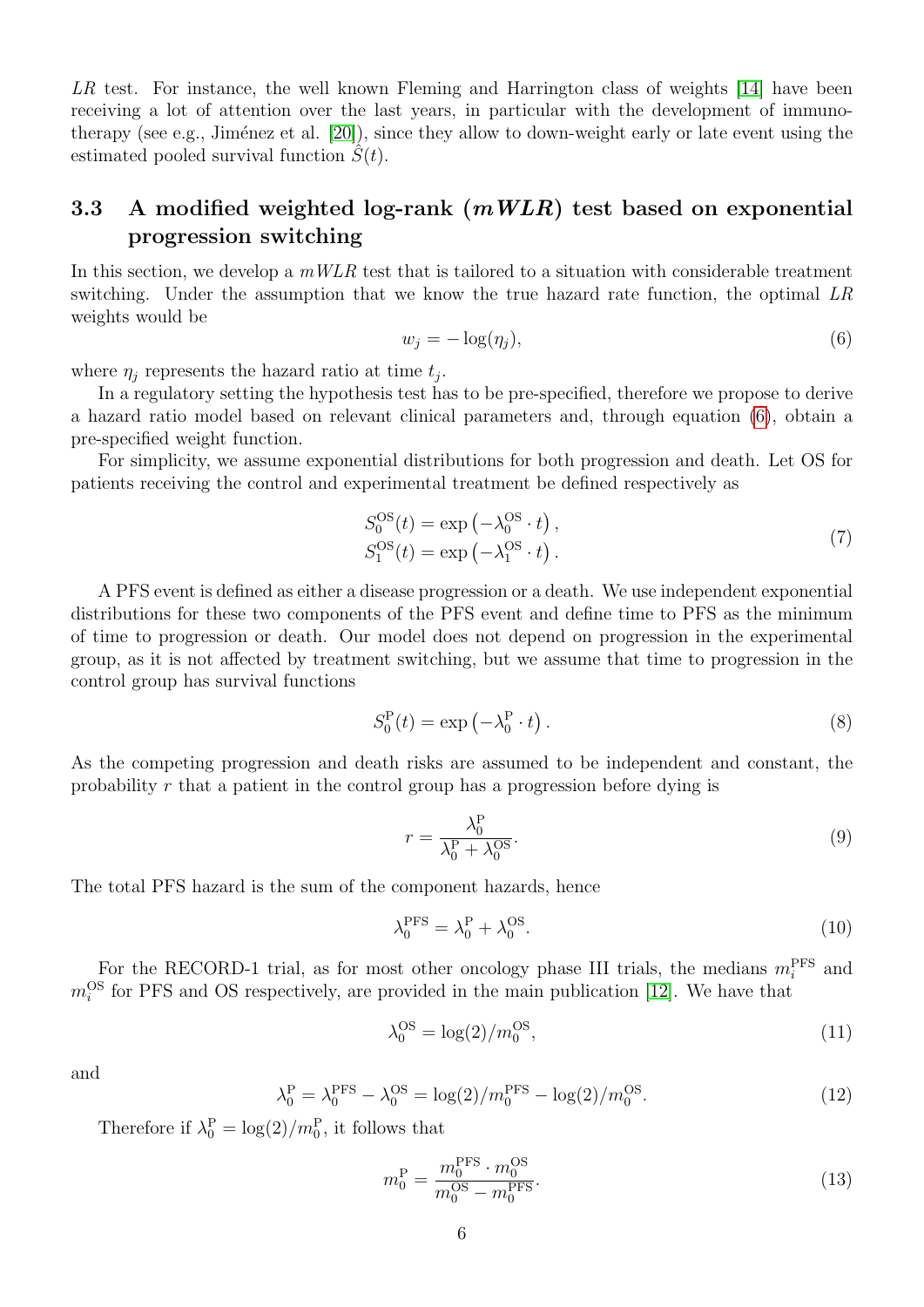*LR* test. For instance, the well known Fleming and Harrington class of weights [14] have been receiving a lot of attention over the last years, in particular with the development of immunotherapy (see e.g., Jiménez et al. [20]), since they allow to down-weight early or late event using the estimated pooled survival function $\hat{S}(t)$.

### 3.3 A modified weighted log-rank (*mWLR*) test based on exponential progression switching

In this section, we develop a *mWLR* test that is tailored to a situation with considerable treatment switching. Under the assumption that we know the true hazard rate function, the optimal *LR* weights would be

$$w_j = -\log(\eta_j), \tag{6}$$

where $\eta_j$ represents the hazard ratio at time $t_j$.

In a regulatory setting the hypothesis test has to be pre-specified, therefore we propose to derive a hazard ratio model based on relevant clinical parameters and, through equation (6), obtain a pre-specified weight function.

For simplicity, we assume exponential distributions for both progression and death. Let OS for patients receiving the control and experimental treatment be defined respectively as

$$\begin{aligned} S_0^{\mathrm{OS}}(t) &= \exp\left(-\lambda_0^{\mathrm{OS}} \cdot t\right), \\ S_1^{\mathrm{OS}}(t) &= \exp\left(-\lambda_1^{\mathrm{OS}} \cdot t\right). \end{aligned} \tag{7}$$

A PFS event is defined as either a disease progression or a death. We use independent exponential distributions for these two components of the PFS event and define time to PFS as the minimum of time to progression or death. Our model does not depend on progression in the experimental group, as it is not affected by treatment switching, but we assume that time to progression in the control group has survival functions

$$S_0^{\mathrm{P}}(t) = \exp\left(-\lambda_0^{\mathrm{P}} \cdot t\right). \tag{8}$$

As the competing progression and death risks are assumed to be independent and constant, the probability $r$ that a patient in the control group has a progression before dying is

$$r = \frac{\lambda_0^{\mathrm{P}}}{\lambda_0^{\mathrm{P}} + \lambda_0^{\mathrm{OS}}}. \tag{9}$$

The total PFS hazard is the sum of the component hazards, hence

$$\lambda_0^{\mathrm{PFS}} = \lambda_0^{\mathrm{P}} + \lambda_0^{\mathrm{OS}}. \tag{10}$$

For the RECORD-1 trial, as for most other oncology phase III trials, the medians $m_i^{\mathrm{PFS}}$ and $m_i^{\mathrm{OS}}$ for PFS and OS respectively, are provided in the main publication [12]. We have that

$$\lambda_0^{\mathrm{OS}} = \log(2)/m_0^{\mathrm{OS}}, \tag{11}$$

and

$$\lambda_0^{\mathrm{P}} = \lambda_0^{\mathrm{PFS}} - \lambda_0^{\mathrm{OS}} = \log(2)/m_0^{\mathrm{PFS}} - \log(2)/m_0^{\mathrm{OS}}. \tag{12}$$

Therefore if $\lambda_0^{\mathrm{P}} = \log(2)/m_0^{\mathrm{P}}$, it follows that

$$m_0^{\mathrm{P}} = \frac{m_0^{\mathrm{PFS}} \cdot m_0^{\mathrm{OS}}}{m_0^{\mathrm{OS}} - m_0^{\mathrm{PFS}}}. \tag{13}$$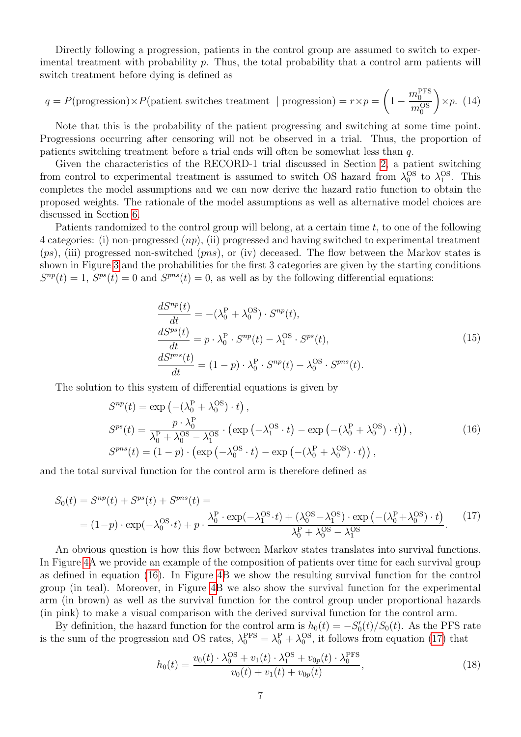Directly following a progression, patients in the control group are assumed to switch to experimental treatment with probability $p$. Thus, the total probability that a control arm patients will switch treatment before dying is defined as

$$q = P(\text{progression}) \times P(\text{patient switches treatment } \mid \text{progression}) = r \times p = \left(1 - \frac{m_0^{\text{PFS}}}{m_0^{\text{OS}}}\right) \times p. \quad (14)$$

Note that this is the probability of the patient progressing and switching at some time point. Progressions occurring after censoring will not be observed in a trial. Thus, the proportion of patients switching treatment before a trial ends will often be somewhat less than $q$.

Given the characteristics of the RECORD-1 trial discussed in Section 2, a patient switching from control to experimental treatment is assumed to switch OS hazard from $\lambda_0^{\text{OS}}$ to $\lambda_1^{\text{OS}}$. This completes the model assumptions and we can now derive the hazard ratio function to obtain the proposed weights. The rationale of the model assumptions as well as alternative model choices are discussed in Section 6.

Patients randomized to the control group will belong, at a certain time $t$, to one of the following 4 categories: (i) non-progressed ($np$), (ii) progressed and having switched to experimental treatment ($ps$), (iii) progressed non-switched ($pns$), or (iv) deceased. The flow between the Markov states is shown in Figure 3 and the probabilities for the first 3 categories are given by the starting conditions $S^{np}(t) = 1$, $S^{ps}(t) = 0$ and $S^{pns}(t) = 0$, as well as by the following differential equations:

$$\begin{aligned}
\frac{dS^{np}(t)}{dt} &= -(\lambda_0^{\text{P}} + \lambda_0^{\text{OS}}) \cdot S^{np}(t), \\
\frac{dS^{ps}(t)}{dt} &= p \cdot \lambda_0^{\text{P}} \cdot S^{np}(t) - \lambda_1^{\text{OS}} \cdot S^{ps}(t), \\
\frac{dS^{pns}(t)}{dt} &= (1-p) \cdot \lambda_0^{\text{P}} \cdot S^{np}(t) - \lambda_0^{\text{OS}} \cdot S^{pns}(t).
\end{aligned} \quad (15)$$

The solution to this system of differential equations is given by

$$\begin{aligned}
S^{np}(t) &= \exp\left(-(\lambda_0^{\text{P}} + \lambda_0^{\text{OS}}) \cdot t\right), \\
S^{ps}(t) &= \frac{p \cdot \lambda_0^{\text{P}}}{\lambda_0^{\text{P}} + \lambda_0^{\text{OS}} - \lambda_1^{\text{OS}}} \cdot \left(\exp\left(-\lambda_1^{\text{OS}} \cdot t\right) - \exp\left(-(\lambda_0^{\text{P}} + \lambda_0^{\text{OS}}) \cdot t\right)\right), \\
S^{pns}(t) &= (1-p) \cdot \left(\exp\left(-\lambda_0^{\text{OS}} \cdot t\right) - \exp\left(-(\lambda_0^{\text{P}} + \lambda_0^{\text{OS}}) \cdot t\right)\right),
\end{aligned} \quad (16)$$

and the total survival function for the control arm is therefore defined as

$$\begin{aligned}
S_0(t) &= S^{np}(t) + S^{ps}(t) + S^{pns}(t) = \\
&= (1-p) \cdot \exp(-\lambda_0^{\text{OS}} \cdot t) + p \cdot \frac{\lambda_0^{\text{P}} \cdot \exp(-\lambda_1^{\text{OS}} \cdot t) + (\lambda_0^{\text{OS}} - \lambda_1^{\text{OS}}) \cdot \exp\left(-(\lambda_0^{\text{P}} + \lambda_0^{\text{OS}}) \cdot t\right)}{\lambda_0^{\text{P}} + \lambda_0^{\text{OS}} - \lambda_1^{\text{OS}}}.
\end{aligned} \quad (17)$$

An obvious question is how this flow between Markov states translates into survival functions. In Figure 4A we provide an example of the composition of patients over time for each survival group as defined in equation (16). In Figure 4B we show the resulting survival function for the control group (in teal). Moreover, in Figure 4B we also show the survival function for the experimental arm (in brown) as well as the survival function for the control group under proportional hazards (in pink) to make a visual comparison with the derived survival function for the control arm.

By definition, the hazard function for the control arm is $h_0(t) = -S_0'(t)/S_0(t)$. As the PFS rate is the sum of the progression and OS rates, $\lambda_0^{\text{PFS}} = \lambda_0^{\text{P}} + \lambda_0^{\text{OS}}$, it follows from equation (17) that

$$h_0(t) = \frac{v_0(t) \cdot \lambda_0^{\text{OS}} + v_1(t) \cdot \lambda_1^{\text{OS}} + v_{0p}(t) \cdot \lambda_0^{\text{PFS}}}{v_0(t) + v_1(t) + v_{0p}(t)}, \quad (18)$$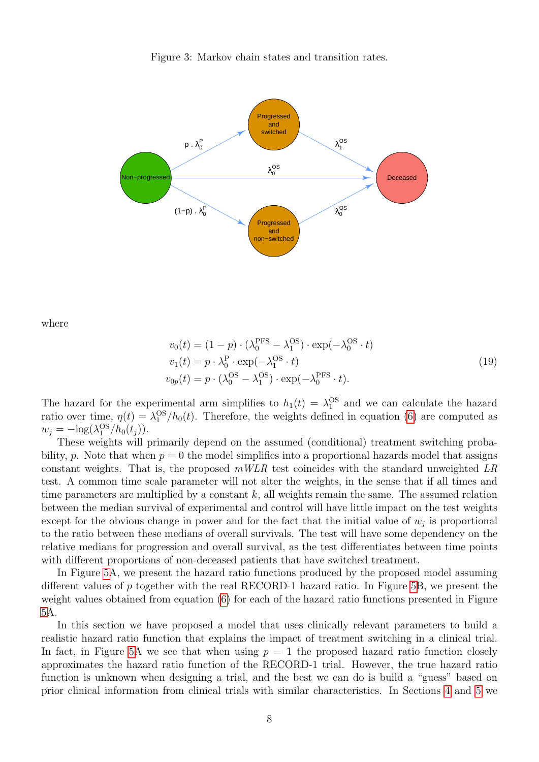Figure 3: Markov chain states and transition rates.

where

$$
\begin{aligned}
v_0(t) &= (1-p)\cdot(\lambda_0^{\text{PFS}} - \lambda_1^{\text{OS}})\cdot \exp(-\lambda_0^{\text{OS}}\cdot t) \\
v_1(t) &= p\cdot \lambda_0^{\text{P}} \cdot \exp(-\lambda_1^{\text{OS}}\cdot t) \\
v_{0p}(t) &= p\cdot(\lambda_0^{\text{OS}} - \lambda_1^{\text{OS}})\cdot \exp(-\lambda_0^{\text{PFS}}\cdot t).
\end{aligned}
\tag{19}
$$

The hazard for the experimental arm simplifies to $h_1(t) = \lambda_1^{\text{OS}}$ and we can calculate the hazard ratio over time, $\eta(t) = \lambda_1^{\text{OS}}/h_0(t)$. Therefore, the weights defined in equation (6) are computed as $w_j = -\log(\lambda_1^{\text{OS}}/h_0(t_j))$.

These weights will primarily depend on the assumed (conditional) treatment switching probability, $p$. Note that when $p = 0$ the model simplifies into a proportional hazards model that assigns constant weights. That is, the proposed *mWLR* test coincides with the standard unweighted *LR* test. A common time scale parameter will not alter the weights, in the sense that if all times and time parameters are multiplied by a constant $k$, all weights remain the same. The assumed relation between the median survival of experimental and control will have little impact on the test weights except for the obvious change in power and for the fact that the initial value of $w_j$ is proportional to the ratio between these medians of overall survivals. The test will have some dependency on the relative medians for progression and overall survival, as the test differentiates between time points with different proportions of non-deceased patients that have switched treatment.

In Figure 5A, we present the hazard ratio functions produced by the proposed model assuming different values of $p$ together with the real RECORD-1 hazard ratio. In Figure 5B, we present the weight values obtained from equation (6) for each of the hazard ratio functions presented in Figure 5A.

In this section we have proposed a model that uses clinically relevant parameters to build a realistic hazard ratio function that explains the impact of treatment switching in a clinical trial. In fact, in Figure 5A we see that when using $p = 1$ the proposed hazard ratio function closely approximates the hazard ratio function of the RECORD-1 trial. However, the true hazard ratio function is unknown when designing a trial, and the best we can do is build a "guess" based on prior clinical information from clinical trials with similar characteristics. In Sections 4 and 5 we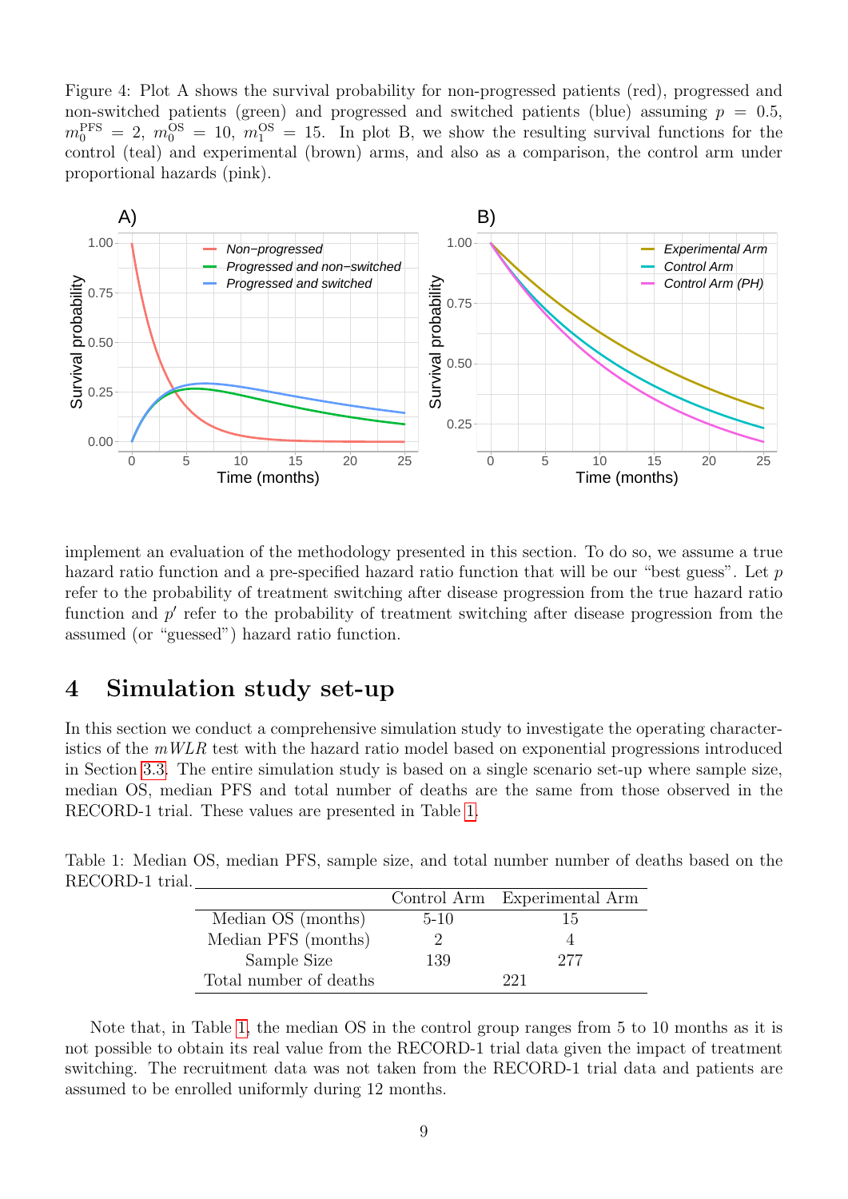Figure 4: Plot A shows the survival probability for non-progressed patients (red), progressed and non-switched patients (green) and progressed and switched patients (blue) assuming $p = 0.5$, $m_0^{\text{PFS}} = 2$, $m_0^{\text{OS}} = 10$, $m_1^{\text{OS}} = 15$. In plot B, we show the resulting survival functions for the control (teal) and experimental (brown) arms, and also as a comparison, the control arm under proportional hazards (pink).

implement an evaluation of the methodology presented in this section. To do so, we assume a true hazard ratio function and a pre-specified hazard ratio function that will be our "best guess". Let $p$ refer to the probability of treatment switching after disease progression from the true hazard ratio function and $p'$ refer to the probability of treatment switching after disease progression from the assumed (or "guessed") hazard ratio function.

# 4 Simulation study set-up

In this section we conduct a comprehensive simulation study to investigate the operating characteristics of the *mWLR* test with the hazard ratio model based on exponential progressions introduced in Section 3.3. The entire simulation study is based on a single scenario set-up where sample size, median OS, median PFS and total number of deaths are the same from those observed in the RECORD-1 trial. These values are presented in Table 1.

Table 1: Median OS, median PFS, sample size, and total number number of deaths based on the RECORD-1 trial.

| | Control Arm | Experimental Arm |
|---|---|---|
| Median OS (months) | 5-10 | 15 |
| Median PFS (months) | 2 | 4 |
| Sample Size | 139 | 277 |
| Total number of deaths | 221 | |

Note that, in Table 1, the median OS in the control group ranges from 5 to 10 months as it is not possible to obtain its real value from the RECORD-1 trial data given the impact of treatment switching. The recruitment data was not taken from the RECORD-1 trial data and patients are assumed to be enrolled uniformly during 12 months.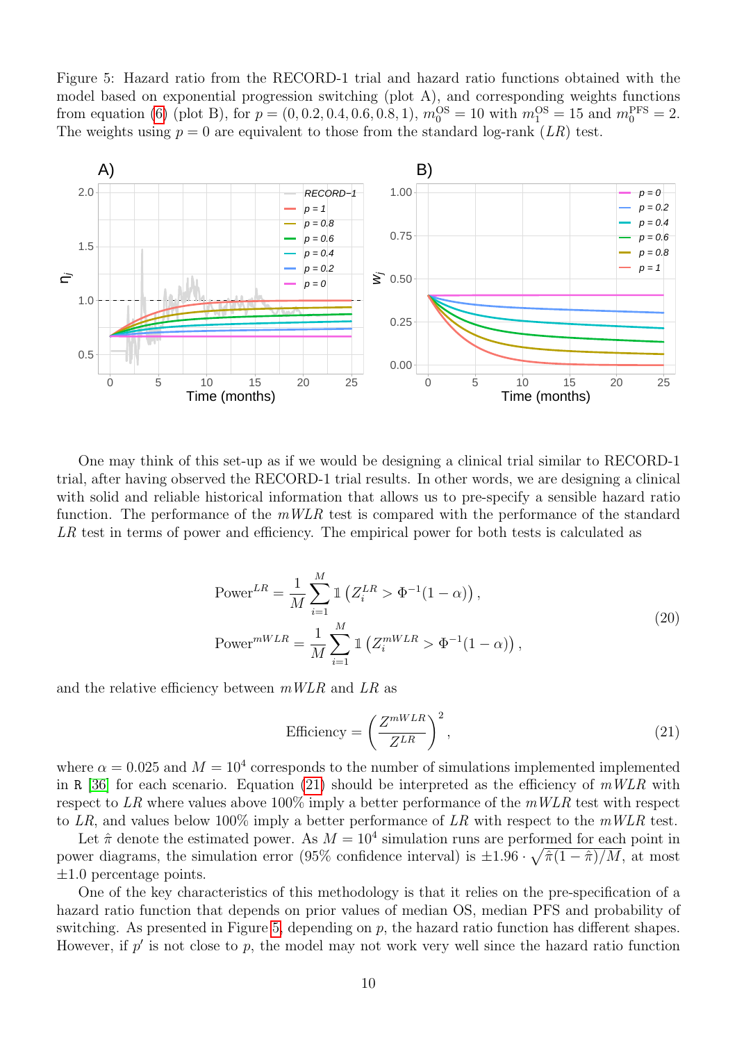Figure 5: Hazard ratio from the RECORD-1 trial and hazard ratio functions obtained with the model based on exponential progression switching (plot A), and corresponding weights functions from equation (6) (plot B), for $p = (0, 0.2, 0.4, 0.6, 0.8, 1)$, $m_0^{\text{OS}} = 10$ with $m_1^{\text{OS}} = 15$ and $m_0^{\text{PFS}} = 2$. The weights using $p = 0$ are equivalent to those from the standard log-rank ($LR$) test.

One may think of this set-up as if we would be designing a clinical trial similar to RECORD-1 trial, after having observed the RECORD-1 trial results. In other words, we are designing a clinical with solid and reliable historical information that allows us to pre-specify a sensible hazard ratio function. The performance of the $mWLR$ test is compared with the performance of the standard $LR$ test in terms of power and efficiency. The empirical power for both tests is calculated as

$$
\begin{aligned}
\text{Power}^{LR} &= \frac{1}{M} \sum_{i=1}^{M} \mathbb{1}\left(Z_i^{LR} > \Phi^{-1}(1-\alpha)\right), \\
\text{Power}^{mWLR} &= \frac{1}{M} \sum_{i=1}^{M} \mathbb{1}\left(Z_i^{mWLR} > \Phi^{-1}(1-\alpha)\right),
\end{aligned}
\tag{20}
$$

and the relative efficiency between $mWLR$ and $LR$ as

$$
\text{Efficiency} = \left(\frac{Z^{mWLR}}{Z^{LR}}\right)^2, \tag{21}
$$

where $\alpha = 0.025$ and $M = 10^4$ corresponds to the number of simulations implemented implemented in R [36] for each scenario. Equation (21) should be interpreted as the efficiency of $mWLR$ with respect to $LR$ where values above 100% imply a better performance of the $mWLR$ test with respect to $LR$, and values below 100% imply a better performance of $LR$ with respect to the $mWLR$ test.

Let $\hat{\pi}$ denote the estimated power. As $M = 10^4$ simulation runs are performed for each point in power diagrams, the simulation error (95% confidence interval) is $\pm 1.96 \cdot \sqrt{\hat{\pi}(1-\hat{\pi})/M}$, at most $\pm 1.0$ percentage points.

One of the key characteristics of this methodology is that it relies on the pre-specification of a hazard ratio function that depends on prior values of median OS, median PFS and probability of switching. As presented in Figure 5, depending on $p$, the hazard ratio function has different shapes. However, if $p'$ is not close to $p$, the model may not work very well since the hazard ratio function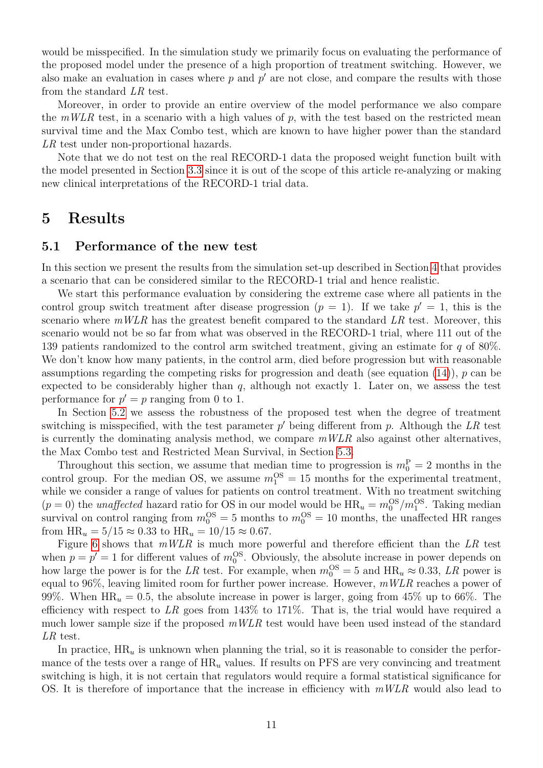would be misspecified. In the simulation study we primarily focus on evaluating the performance of the proposed model under the presence of a high proportion of treatment switching. However, we also make an evaluation in cases where $p$ and $p'$ are not close, and compare the results with those from the standard *LR* test.

Moreover, in order to provide an entire overview of the model performance we also compare the *mWLR* test, in a scenario with a high values of $p$, with the test based on the restricted mean survival time and the Max Combo test, which are known to have higher power than the standard *LR* test under non-proportional hazards.

Note that we do not test on the real RECORD-1 data the proposed weight function built with the model presented in Section 3.3 since it is out of the scope of this article re-analyzing or making new clinical interpretations of the RECORD-1 trial data.

# 5 Results

## 5.1 Performance of the new test

In this section we present the results from the simulation set-up described in Section 4 that provides a scenario that can be considered similar to the RECORD-1 trial and hence realistic.

We start this performance evaluation by considering the extreme case where all patients in the control group switch treatment after disease progression ($p = 1$). If we take $p' = 1$, this is the scenario where *mWLR* has the greatest benefit compared to the standard *LR* test. Moreover, this scenario would not be so far from what was observed in the RECORD-1 trial, where 111 out of the 139 patients randomized to the control arm switched treatment, giving an estimate for $q$ of 80%. We don't know how many patients, in the control arm, died before progression but with reasonable assumptions regarding the competing risks for progression and death (see equation (14)), $p$ can be expected to be considerably higher than $q$, although not exactly 1. Later on, we assess the test performance for $p' = p$ ranging from 0 to 1.

In Section 5.2 we assess the robustness of the proposed test when the degree of treatment switching is misspecified, with the test parameter $p'$ being different from $p$. Although the *LR* test is currently the dominating analysis method, we compare *mWLR* also against other alternatives, the Max Combo test and Restricted Mean Survival, in Section 5.3.

Throughout this section, we assume that median time to progression is $m_0^{\mathrm{P}} = 2$ months in the control group. For the median OS, we assume $m_1^{\mathrm{OS}} = 15$ months for the experimental treatment, while we consider a range of values for patients on control treatment. With no treatment switching ($p = 0$) the *unaffected* hazard ratio for OS in our model would be $\mathrm{HR}_u = m_0^{\mathrm{OS}}/m_1^{\mathrm{OS}}$. Taking median survival on control ranging from $m_0^{\mathrm{OS}} = 5$ months to $m_0^{\mathrm{OS}} = 10$ months, the unaffected HR ranges from $\mathrm{HR}_u = 5/15 \approx 0.33$ to $\mathrm{HR}_u = 10/15 \approx 0.67$.

Figure 6 shows that *mWLR* is much more powerful and therefore efficient than the *LR* test when $p = p' = 1$ for different values of $m_0^{\mathrm{OS}}$. Obviously, the absolute increase in power depends on how large the power is for the *LR* test. For example, when $m_0^{\mathrm{OS}} = 5$ and $\mathrm{HR}_u \approx 0.33$, *LR* power is equal to 96%, leaving limited room for further power increase. However, *mWLR* reaches a power of 99%. When $\mathrm{HR}_u = 0.5$, the absolute increase in power is larger, going from 45% up to 66%. The efficiency with respect to *LR* goes from 143% to 171%. That is, the trial would have required a much lower sample size if the proposed *mWLR* test would have been used instead of the standard *LR* test.

In practice, $\mathrm{HR}_u$ is unknown when planning the trial, so it is reasonable to consider the performance of the tests over a range of $\mathrm{HR}_u$ values. If results on PFS are very convincing and treatment switching is high, it is not certain that regulators would require a formal statistical significance for OS. It is therefore of importance that the increase in efficiency with *mWLR* would also lead to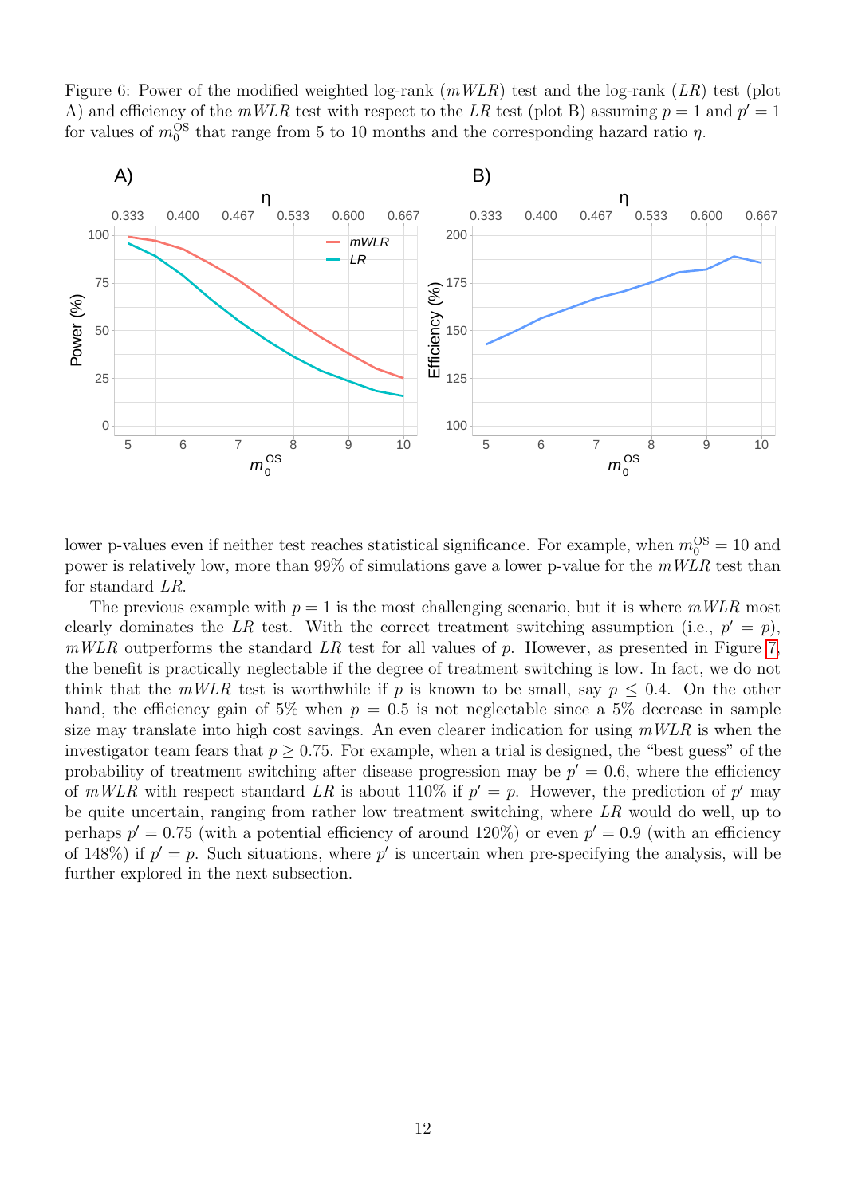Figure 6: Power of the modified weighted log-rank ($mWLR$) test and the log-rank ($LR$) test (plot A) and efficiency of the $mWLR$ test with respect to the $LR$ test (plot B) assuming $p = 1$ and $p' = 1$ for values of $m_0^{\mathrm{OS}}$ that range from 5 to 10 months and the corresponding hazard ratio $\eta$.

lower p-values even if neither test reaches statistical significance. For example, when $m_0^{\mathrm{OS}} = 10$ and power is relatively low, more than 99% of simulations gave a lower p-value for the $mWLR$ test than for standard $LR$.

The previous example with $p = 1$ is the most challenging scenario, but it is where $mWLR$ most clearly dominates the $LR$ test. With the correct treatment switching assumption (i.e., $p' = p$), $mWLR$ outperforms the standard $LR$ test for all values of $p$. However, as presented in Figure 7, the benefit is practically neglectable if the degree of treatment switching is low. In fact, we do not think that the $mWLR$ test is worthwhile if $p$ is known to be small, say $p \leq 0.4$. On the other hand, the efficiency gain of 5% when $p = 0.5$ is not neglectable since a 5% decrease in sample size may translate into high cost savings. An even clearer indication for using $mWLR$ is when the investigator team fears that $p \geq 0.75$. For example, when a trial is designed, the "best guess" of the probability of treatment switching after disease progression may be $p' = 0.6$, where the efficiency of $mWLR$ with respect standard $LR$ is about 110% if $p' = p$. However, the prediction of $p'$ may be quite uncertain, ranging from rather low treatment switching, where $LR$ would do well, up to perhaps $p' = 0.75$ (with a potential efficiency of around 120%) or even $p' = 0.9$ (with an efficiency of 148%) if $p' = p$. Such situations, where $p'$ is uncertain when pre-specifying the analysis, will be further explored in the next subsection.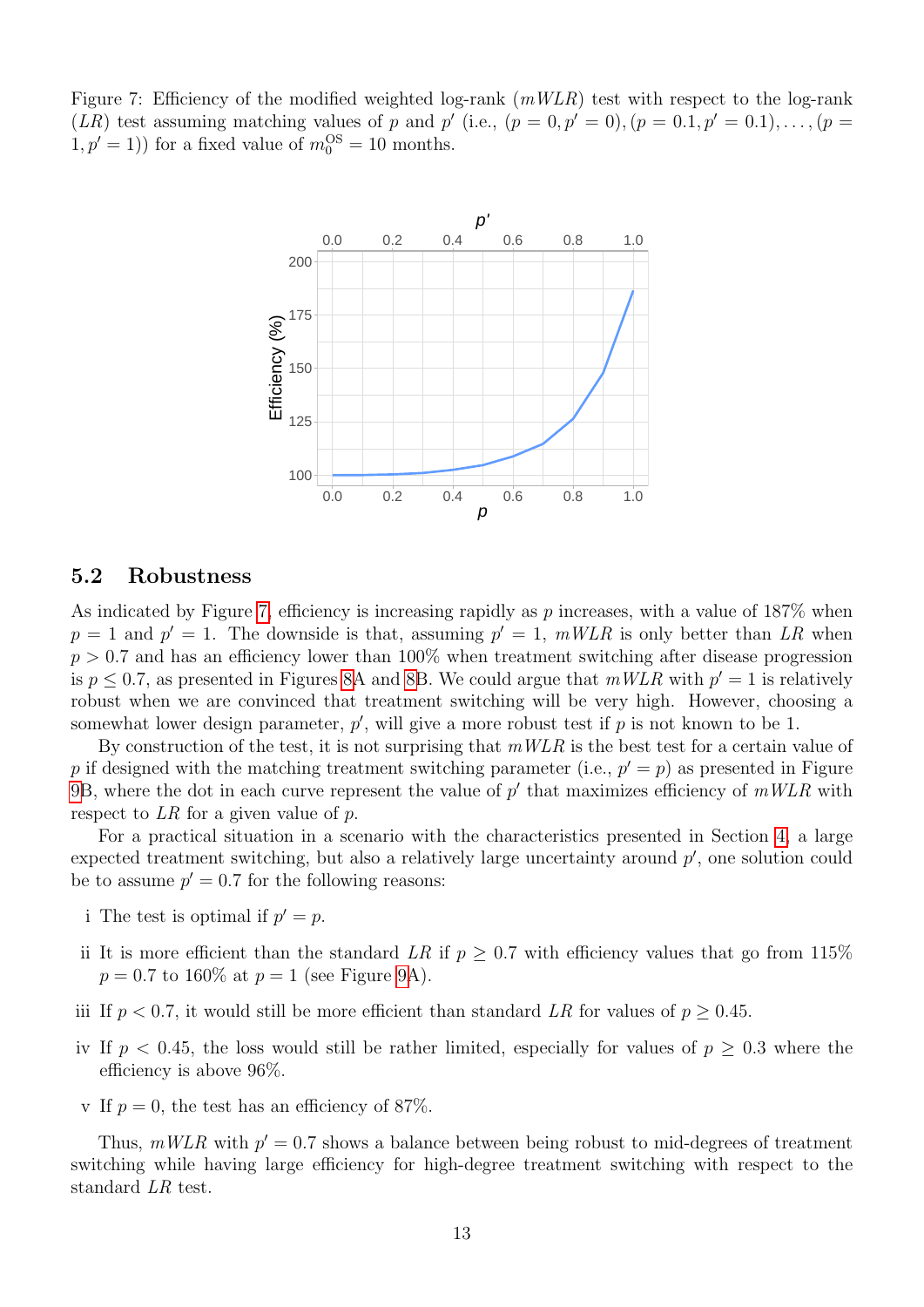Figure 7: Efficiency of the modified weighted log-rank ($mWLR$) test with respect to the log-rank ($LR$) test assuming matching values of $p$ and $p'$ (i.e., $(p = 0, p' = 0), (p = 0.1, p' = 0.1), \ldots, (p = 1, p' = 1)$) for a fixed value of $m_0^{\mathrm{OS}} = 10$ months.

## 5.2 Robustness

As indicated by Figure 7, efficiency is increasing rapidly as $p$ increases, with a value of 187% when $p = 1$ and $p' = 1$. The downside is that, assuming $p' = 1$, $mWLR$ is only better than $LR$ when $p > 0.7$ and has an efficiency lower than 100% when treatment switching after disease progression is $p \leq 0.7$, as presented in Figures 8A and 8B. We could argue that $mWLR$ with $p' = 1$ is relatively robust when we are convinced that treatment switching will be very high. However, choosing a somewhat lower design parameter, $p'$, will give a more robust test if $p$ is not known to be 1.

By construction of the test, it is not surprising that $mWLR$ is the best test for a certain value of $p$ if designed with the matching treatment switching parameter (i.e., $p' = p$) as presented in Figure 9B, where the dot in each curve represent the value of $p'$ that maximizes efficiency of $mWLR$ with respect to $LR$ for a given value of $p$.

For a practical situation in a scenario with the characteristics presented in Section 4, a large expected treatment switching, but also a relatively large uncertainty around $p'$, one solution could be to assume $p' = 0.7$ for the following reasons:

i The test is optimal if $p' = p$.

ii It is more efficient than the standard $LR$ if $p \geq 0.7$ with efficiency values that go from 115% $p = 0.7$ to 160% at $p = 1$ (see Figure 9A).

iii If $p < 0.7$, it would still be more efficient than standard $LR$ for values of $p \geq 0.45$.

iv If $p < 0.45$, the loss would still be rather limited, especially for values of $p \geq 0.3$ where the efficiency is above 96%.

v If $p = 0$, the test has an efficiency of 87%.

Thus, $mWLR$ with $p' = 0.7$ shows a balance between being robust to mid-degrees of treatment switching while having large efficiency for high-degree treatment switching with respect to the standard $LR$ test.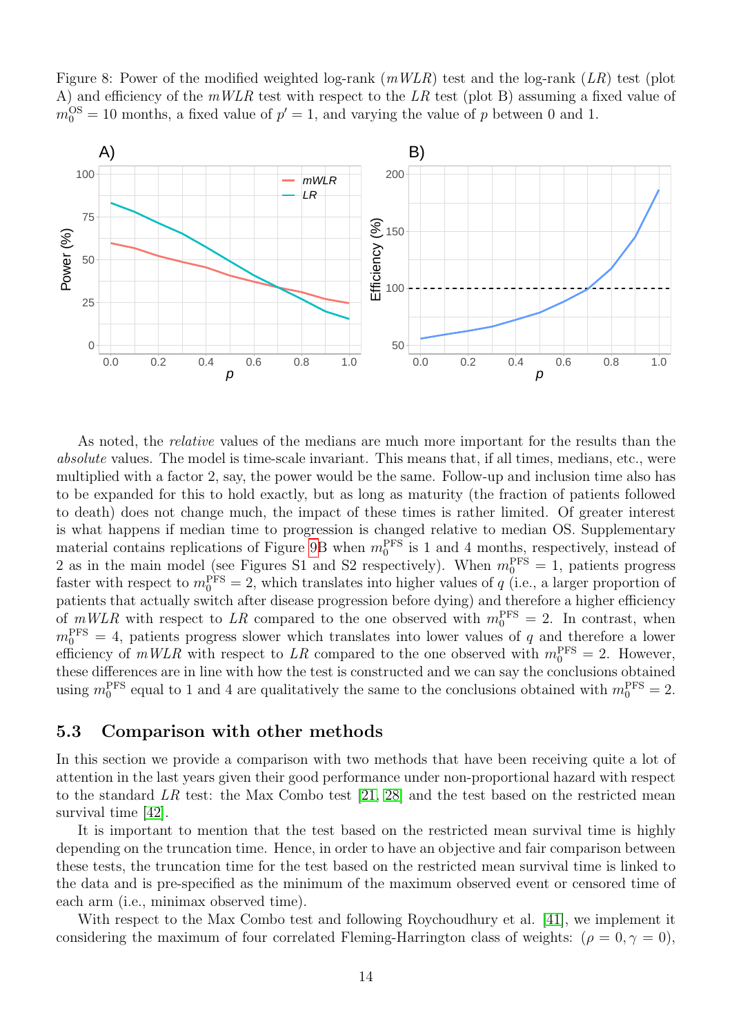Figure 8: Power of the modified weighted log-rank ($mWLR$) test and the log-rank ($LR$) test (plot A) and efficiency of the $mWLR$ test with respect to the $LR$ test (plot B) assuming a fixed value of $m_0^{\mathrm{OS}} = 10$ months, a fixed value of $p' = 1$, and varying the value of $p$ between 0 and 1.

As noted, the *relative* values of the medians are much more important for the results than the *absolute* values. The model is time-scale invariant. This means that, if all times, medians, etc., were multiplied with a factor 2, say, the power would be the same. Follow-up and inclusion time also has to be expanded for this to hold exactly, but as long as maturity (the fraction of patients followed to death) does not change much, the impact of these times is rather limited. Of greater interest is what happens if median time to progression is changed relative to median OS. Supplementary material contains replications of Figure 9B when $m_0^{\mathrm{PFS}}$ is 1 and 4 months, respectively, instead of 2 as in the main model (see Figures S1 and S2 respectively). When $m_0^{\mathrm{PFS}} = 1$, patients progress faster with respect to $m_0^{\mathrm{PFS}} = 2$, which translates into higher values of $q$ (i.e., a larger proportion of patients that actually switch after disease progression before dying) and therefore a higher efficiency of $mWLR$ with respect to $LR$ compared to the one observed with $m_0^{\mathrm{PFS}} = 2$. In contrast, when $m_0^{\mathrm{PFS}} = 4$, patients progress slower which translates into lower values of $q$ and therefore a lower efficiency of $mWLR$ with respect to $LR$ compared to the one observed with $m_0^{\mathrm{PFS}} = 2$. However, these differences are in line with how the test is constructed and we can say the conclusions obtained using $m_0^{\mathrm{PFS}}$ equal to 1 and 4 are qualitatively the same to the conclusions obtained with $m_0^{\mathrm{PFS}} = 2$.

## 5.3 Comparison with other methods

In this section we provide a comparison with two methods that have been receiving quite a lot of attention in the last years given their good performance under non-proportional hazard with respect to the standard $LR$ test: the Max Combo test [21, 28] and the test based on the restricted mean survival time [42].

It is important to mention that the test based on the restricted mean survival time is highly depending on the truncation time. Hence, in order to have an objective and fair comparison between these tests, the truncation time for the test based on the restricted mean survival time is linked to the data and is pre-specified as the minimum of the maximum observed event or censored time of each arm (i.e., minimax observed time).

With respect to the Max Combo test and following Roychoudhury et al. [41], we implement it considering the maximum of four correlated Fleming-Harrington class of weights: ($\rho = 0, \gamma = 0$),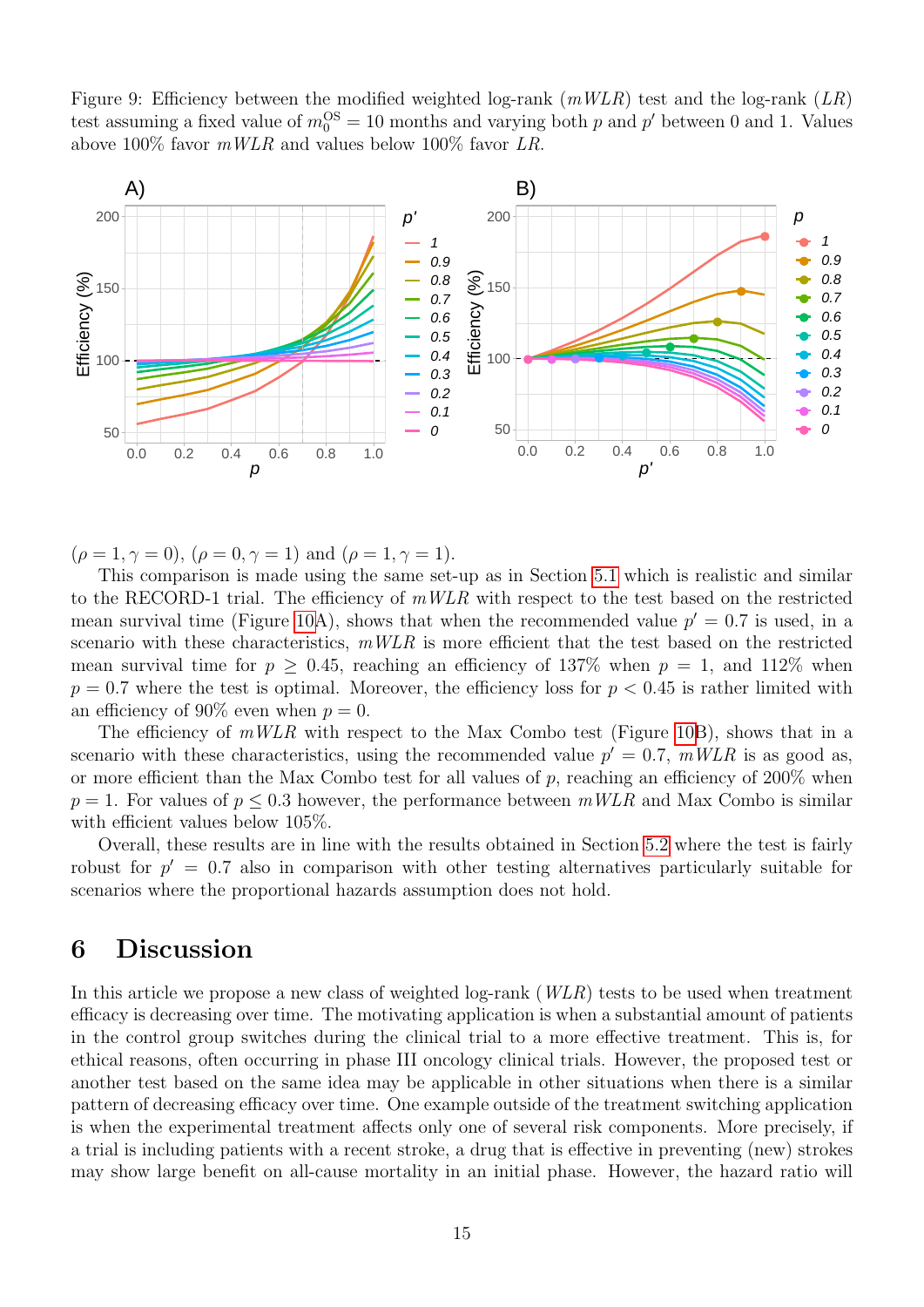Figure 9: Efficiency between the modified weighted log-rank ($mWLR$) test and the log-rank ($LR$) test assuming a fixed value of $m_0^{\text{OS}} = 10$ months and varying both $p$ and $p'$ between 0 and 1. Values above 100% favor $mWLR$ and values below 100% favor $LR$.

($\rho = 1, \gamma = 0$), ($\rho = 0, \gamma = 1$) and ($\rho = 1, \gamma = 1$).

This comparison is made using the same set-up as in Section 5.1 which is realistic and similar to the RECORD-1 trial. The efficiency of $mWLR$ with respect to the test based on the restricted mean survival time (Figure 10A), shows that when the recommended value $p' = 0.7$ is used, in a scenario with these characteristics, $mWLR$ is more efficient that the test based on the restricted mean survival time for $p \geq 0.45$, reaching an efficiency of 137% when $p = 1$, and 112% when $p = 0.7$ where the test is optimal. Moreover, the efficiency loss for $p < 0.45$ is rather limited with an efficiency of 90% even when $p = 0$.

The efficiency of $mWLR$ with respect to the Max Combo test (Figure 10B), shows that in a scenario with these characteristics, using the recommended value $p' = 0.7$, $mWLR$ is as good as, or more efficient than the Max Combo test for all values of $p$, reaching an efficiency of 200% when $p = 1$. For values of $p \leq 0.3$ however, the performance between $mWLR$ and Max Combo is similar with efficient values below 105%.

Overall, these results are in line with the results obtained in Section 5.2 where the test is fairly robust for $p' = 0.7$ also in comparison with other testing alternatives particularly suitable for scenarios where the proportional hazards assumption does not hold.

# 6 Discussion

In this article we propose a new class of weighted log-rank ($WLR$) tests to be used when treatment efficacy is decreasing over time. The motivating application is when a substantial amount of patients in the control group switches during the clinical trial to a more effective treatment. This is, for ethical reasons, often occurring in phase III oncology clinical trials. However, the proposed test or another test based on the same idea may be applicable in other situations when there is a similar pattern of decreasing efficacy over time. One example outside of the treatment switching application is when the experimental treatment affects only one of several risk components. More precisely, if a trial is including patients with a recent stroke, a drug that is effective in preventing (new) strokes may show large benefit on all-cause mortality in an initial phase. However, the hazard ratio will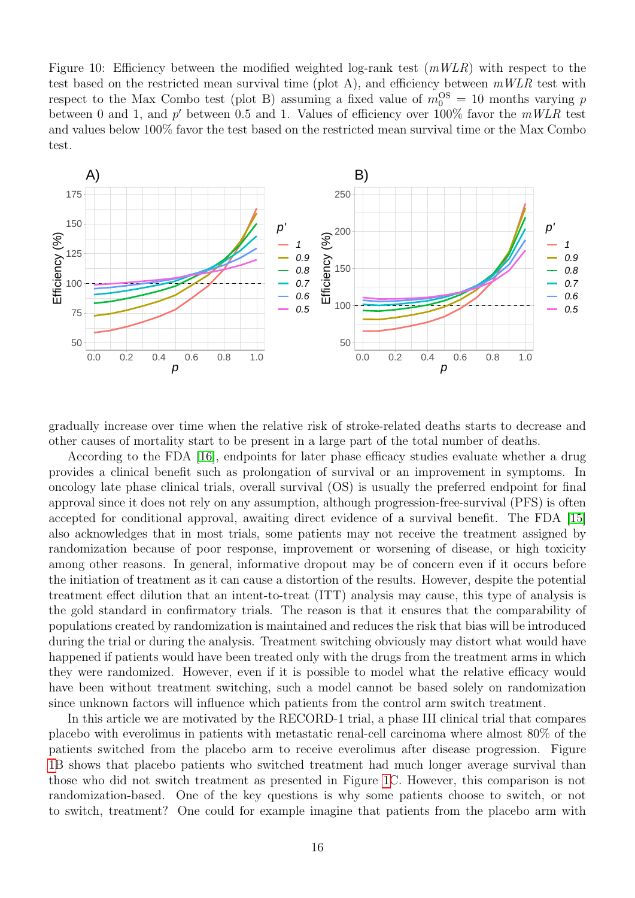Figure 10: Efficiency between the modified weighted log-rank test ($mWLR$) with respect to the test based on the restricted mean survival time (plot A), and efficiency between $mWLR$ test with respect to the Max Combo test (plot B) assuming a fixed value of $m_0^{OS} = 10$ months varying $p$ between 0 and 1, and $p'$ between 0.5 and 1. Values of efficiency over 100% favor the $mWLR$ test and values below 100% favor the test based on the restricted mean survival time or the Max Combo test.

gradually increase over time when the relative risk of stroke-related deaths starts to decrease and other causes of mortality start to be present in a large part of the total number of deaths.

According to the FDA [16], endpoints for later phase efficacy studies evaluate whether a drug provides a clinical benefit such as prolongation of survival or an improvement in symptoms. In oncology late phase clinical trials, overall survival (OS) is usually the preferred endpoint for final approval since it does not rely on any assumption, although progression-free-survival (PFS) is often accepted for conditional approval, awaiting direct evidence of a survival benefit. The FDA [15] also acknowledges that in most trials, some patients may not receive the treatment assigned by randomization because of poor response, improvement or worsening of disease, or high toxicity among other reasons. In general, informative dropout may be of concern even if it occurs before the initiation of treatment as it can cause a distortion of the results. However, despite the potential treatment effect dilution that an intent-to-treat (ITT) analysis may cause, this type of analysis is the gold standard in confirmatory trials. The reason is that it ensures that the comparability of populations created by randomization is maintained and reduces the risk that bias will be introduced during the trial or during the analysis. Treatment switching obviously may distort what would have happened if patients would have been treated only with the drugs from the treatment arms in which they were randomized. However, even if it is possible to model what the relative efficacy would have been without treatment switching, such a model cannot be based solely on randomization since unknown factors will influence which patients from the control arm switch treatment.

In this article we are motivated by the RECORD-1 trial, a phase III clinical trial that compares placebo with everolimus in patients with metastatic renal-cell carcinoma where almost 80% of the patients switched from the placebo arm to receive everolimus after disease progression. Figure 1B shows that placebo patients who switched treatment had much longer average survival than those who did not switch treatment as presented in Figure 1C. However, this comparison is not randomization-based. One of the key questions is why some patients choose to switch, or not to switch, treatment? One could for example imagine that patients from the placebo arm with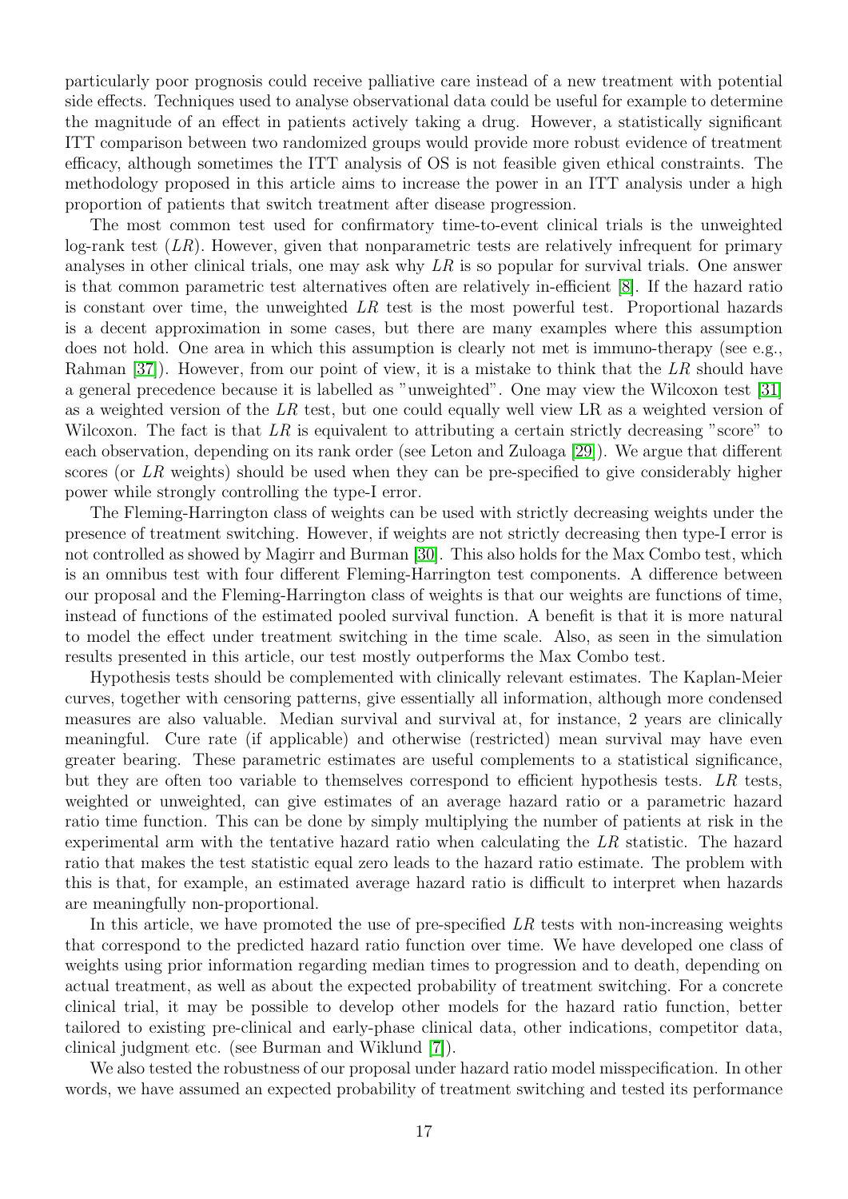particularly poor prognosis could receive palliative care instead of a new treatment with potential side effects. Techniques used to analyse observational data could be useful for example to determine the magnitude of an effect in patients actively taking a drug. However, a statistically significant ITT comparison between two randomized groups would provide more robust evidence of treatment efficacy, although sometimes the ITT analysis of OS is not feasible given ethical constraints. The methodology proposed in this article aims to increase the power in an ITT analysis under a high proportion of patients that switch treatment after disease progression.

The most common test used for confirmatory time-to-event clinical trials is the unweighted log-rank test ($LR$). However, given that nonparametric tests are relatively infrequent for primary analyses in other clinical trials, one may ask why $LR$ is so popular for survival trials. One answer is that common parametric test alternatives often are relatively in-efficient [8]. If the hazard ratio is constant over time, the unweighted $LR$ test is the most powerful test. Proportional hazards is a decent approximation in some cases, but there are many examples where this assumption does not hold. One area in which this assumption is clearly not met is immuno-therapy (see e.g., Rahman [37]). However, from our point of view, it is a mistake to think that the $LR$ should have a general precedence because it is labelled as "unweighted". One may view the Wilcoxon test [31] as a weighted version of the $LR$ test, but one could equally well view LR as a weighted version of Wilcoxon. The fact is that $LR$ is equivalent to attributing a certain strictly decreasing "score" to each observation, depending on its rank order (see Leton and Zuloaga [29]). We argue that different scores (or $LR$ weights) should be used when they can be pre-specified to give considerably higher power while strongly controlling the type-I error.

The Fleming-Harrington class of weights can be used with strictly decreasing weights under the presence of treatment switching. However, if weights are not strictly decreasing then type-I error is not controlled as showed by Magirr and Burman [30]. This also holds for the Max Combo test, which is an omnibus test with four different Fleming-Harrington test components. A difference between our proposal and the Fleming-Harrington class of weights is that our weights are functions of time, instead of functions of the estimated pooled survival function. A benefit is that it is more natural to model the effect under treatment switching in the time scale. Also, as seen in the simulation results presented in this article, our test mostly outperforms the Max Combo test.

Hypothesis tests should be complemented with clinically relevant estimates. The Kaplan-Meier curves, together with censoring patterns, give essentially all information, although more condensed measures are also valuable. Median survival and survival at, for instance, 2 years are clinically meaningful. Cure rate (if applicable) and otherwise (restricted) mean survival may have even greater bearing. These parametric estimates are useful complements to a statistical significance, but they are often too variable to themselves correspond to efficient hypothesis tests. $LR$ tests, weighted or unweighted, can give estimates of an average hazard ratio or a parametric hazard ratio time function. This can be done by simply multiplying the number of patients at risk in the experimental arm with the tentative hazard ratio when calculating the $LR$ statistic. The hazard ratio that makes the test statistic equal zero leads to the hazard ratio estimate. The problem with this is that, for example, an estimated average hazard ratio is difficult to interpret when hazards are meaningfully non-proportional.

In this article, we have promoted the use of pre-specified $LR$ tests with non-increasing weights that correspond to the predicted hazard ratio function over time. We have developed one class of weights using prior information regarding median times to progression and to death, depending on actual treatment, as well as about the expected probability of treatment switching. For a concrete clinical trial, it may be possible to develop other models for the hazard ratio function, better tailored to existing pre-clinical and early-phase clinical data, other indications, competitor data, clinical judgment etc. (see Burman and Wiklund [7]).

We also tested the robustness of our proposal under hazard ratio model misspecification. In other words, we have assumed an expected probability of treatment switching and tested its performance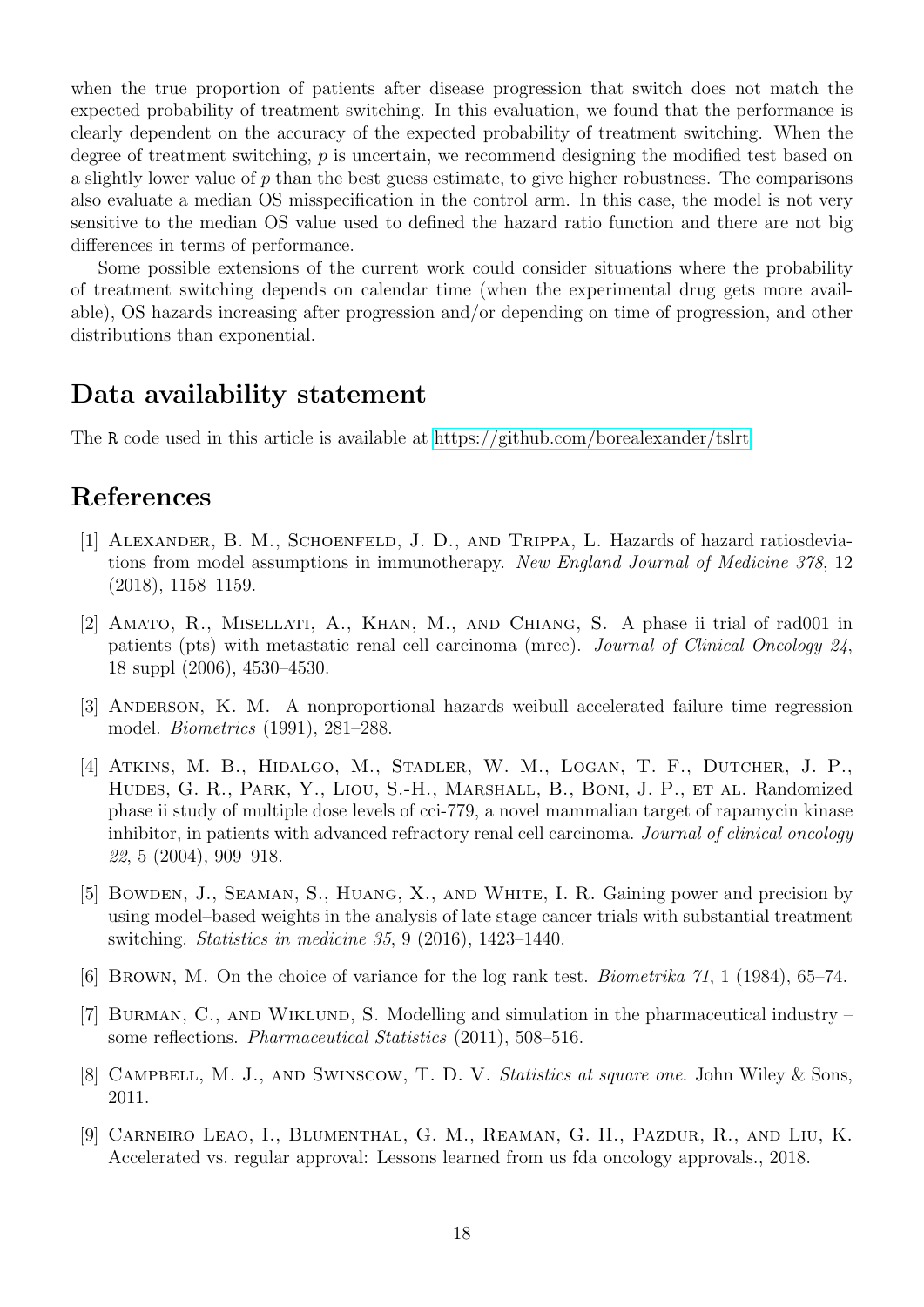when the true proportion of patients after disease progression that switch does not match the expected probability of treatment switching. In this evaluation, we found that the performance is clearly dependent on the accuracy of the expected probability of treatment switching. When the degree of treatment switching, $p$ is uncertain, we recommend designing the modified test based on a slightly lower value of $p$ than the best guess estimate, to give higher robustness. The comparisons also evaluate a median OS misspecification in the control arm. In this case, the model is not very sensitive to the median OS value used to defined the hazard ratio function and there are not big differences in terms of performance.

Some possible extensions of the current work could consider situations where the probability of treatment switching depends on calendar time (when the experimental drug gets more available), OS hazards increasing after progression and/or depending on time of progression, and other distributions than exponential.

## Data availability statement

The R code used in this article is available at https://github.com/borealexander/tslrt

## References

[1] Alexander, B. M., Schoenfeld, J. D., and Trippa, L. Hazards of hazard ratiosdeviations from model assumptions in immunotherapy. *New England Journal of Medicine 378*, 12 (2018), 1158–1159.

[2] Amato, R., Misellati, A., Khan, M., and Chiang, S. A phase ii trial of rad001 in patients (pts) with metastatic renal cell carcinoma (mrcc). *Journal of Clinical Oncology 24*, 18_suppl (2006), 4530–4530.

[3] Anderson, K. M. A nonproportional hazards weibull accelerated failure time regression model. *Biometrics* (1991), 281–288.

[4] Atkins, M. B., Hidalgo, M., Stadler, W. M., Logan, T. F., Dutcher, J. P., Hudes, G. R., Park, Y., Liou, S.-H., Marshall, B., Boni, J. P., et al. Randomized phase ii study of multiple dose levels of cci-779, a novel mammalian target of rapamycin kinase inhibitor, in patients with advanced refractory renal cell carcinoma. *Journal of clinical oncology 22*, 5 (2004), 909–918.

[5] Bowden, J., Seaman, S., Huang, X., and White, I. R. Gaining power and precision by using model–based weights in the analysis of late stage cancer trials with substantial treatment switching. *Statistics in medicine 35*, 9 (2016), 1423–1440.

[6] Brown, M. On the choice of variance for the log rank test. *Biometrika 71*, 1 (1984), 65–74.

[7] Burman, C., and Wiklund, S. Modelling and simulation in the pharmaceutical industry – some reflections. *Pharmaceutical Statistics* (2011), 508–516.

[8] Campbell, M. J., and Swinscow, T. D. V. *Statistics at square one.* John Wiley & Sons, 2011.

[9] Carneiro Leao, I., Blumenthal, G. M., Reaman, G. H., Pazdur, R., and Liu, K. Accelerated vs. regular approval: Lessons learned from us fda oncology approvals., 2018.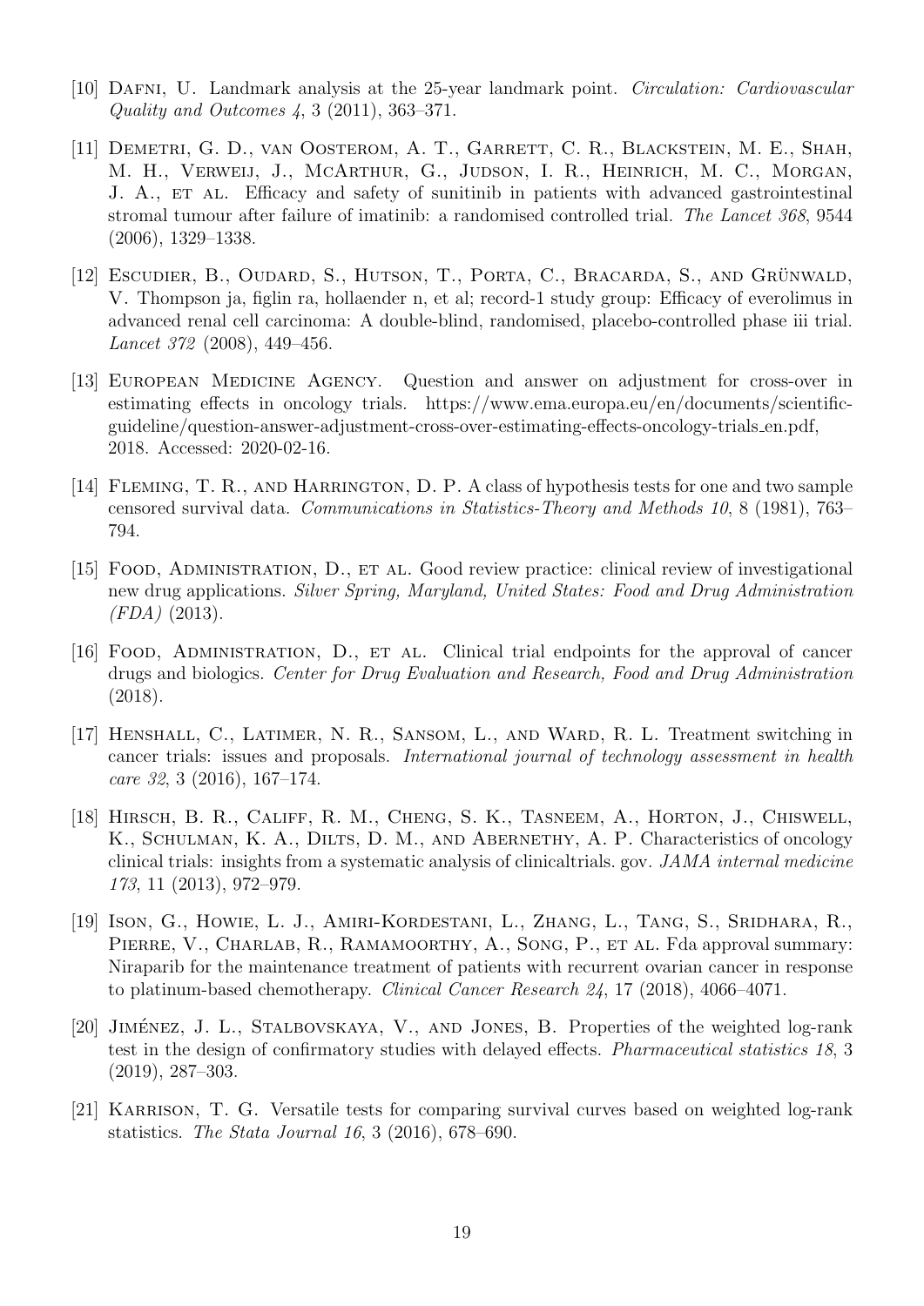[10] Dafni, U. Landmark analysis at the 25-year landmark point. *Circulation: Cardiovascular Quality and Outcomes 4*, 3 (2011), 363–371.

[11] Demetri, G. D., van Oosterom, A. T., Garrett, C. R., Blackstein, M. E., Shah, M. H., Verweij, J., McArthur, G., Judson, I. R., Heinrich, M. C., Morgan, J. A., et al. Efficacy and safety of sunitinib in patients with advanced gastrointestinal stromal tumour after failure of imatinib: a randomised controlled trial. *The Lancet 368*, 9544 (2006), 1329–1338.

[12] Escudier, B., Oudard, S., Hutson, T., Porta, C., Bracarda, S., and Grünwald, V. Thompson ja, figlin ra, hollaender n, et al; record-1 study group: Efficacy of everolimus in advanced renal cell carcinoma: A double-blind, randomised, placebo-controlled phase iii trial. *Lancet 372* (2008), 449–456.

[13] European Medicine Agency. Question and answer on adjustment for cross-over in estimating effects in oncology trials. https://www.ema.europa.eu/en/documents/scientific-guideline/question-answer-adjustment-cross-over-estimating-effects-oncology-trials_en.pdf, 2018. Accessed: 2020-02-16.

[14] Fleming, T. R., and Harrington, D. P. A class of hypothesis tests for one and two sample censored survival data. *Communications in Statistics-Theory and Methods 10*, 8 (1981), 763–794.

[15] Food, Administration, D., et al. Good review practice: clinical review of investigational new drug applications. *Silver Spring, Maryland, United States: Food and Drug Administration (FDA)* (2013).

[16] Food, Administration, D., et al. Clinical trial endpoints for the approval of cancer drugs and biologics. *Center for Drug Evaluation and Research, Food and Drug Administration* (2018).

[17] Henshall, C., Latimer, N. R., Sansom, L., and Ward, R. L. Treatment switching in cancer trials: issues and proposals. *International journal of technology assessment in health care 32*, 3 (2016), 167–174.

[18] Hirsch, B. R., Califf, R. M., Cheng, S. K., Tasneem, A., Horton, J., Chiswell, K., Schulman, K. A., Dilts, D. M., and Abernethy, A. P. Characteristics of oncology clinical trials: insights from a systematic analysis of clinicaltrials. gov. *JAMA internal medicine 173*, 11 (2013), 972–979.

[19] Ison, G., Howie, L. J., Amiri-Kordestani, L., Zhang, L., Tang, S., Sridhara, R., Pierre, V., Charlab, R., Ramamoorthy, A., Song, P., et al. Fda approval summary: Niraparib for the maintenance treatment of patients with recurrent ovarian cancer in response to platinum-based chemotherapy. *Clinical Cancer Research 24*, 17 (2018), 4066–4071.

[20] Jiménez, J. L., Stalbovskaya, V., and Jones, B. Properties of the weighted log-rank test in the design of confirmatory studies with delayed effects. *Pharmaceutical statistics 18*, 3 (2019), 287–303.

[21] Karrison, T. G. Versatile tests for comparing survival curves based on weighted log-rank statistics. *The Stata Journal 16*, 3 (2016), 678–690.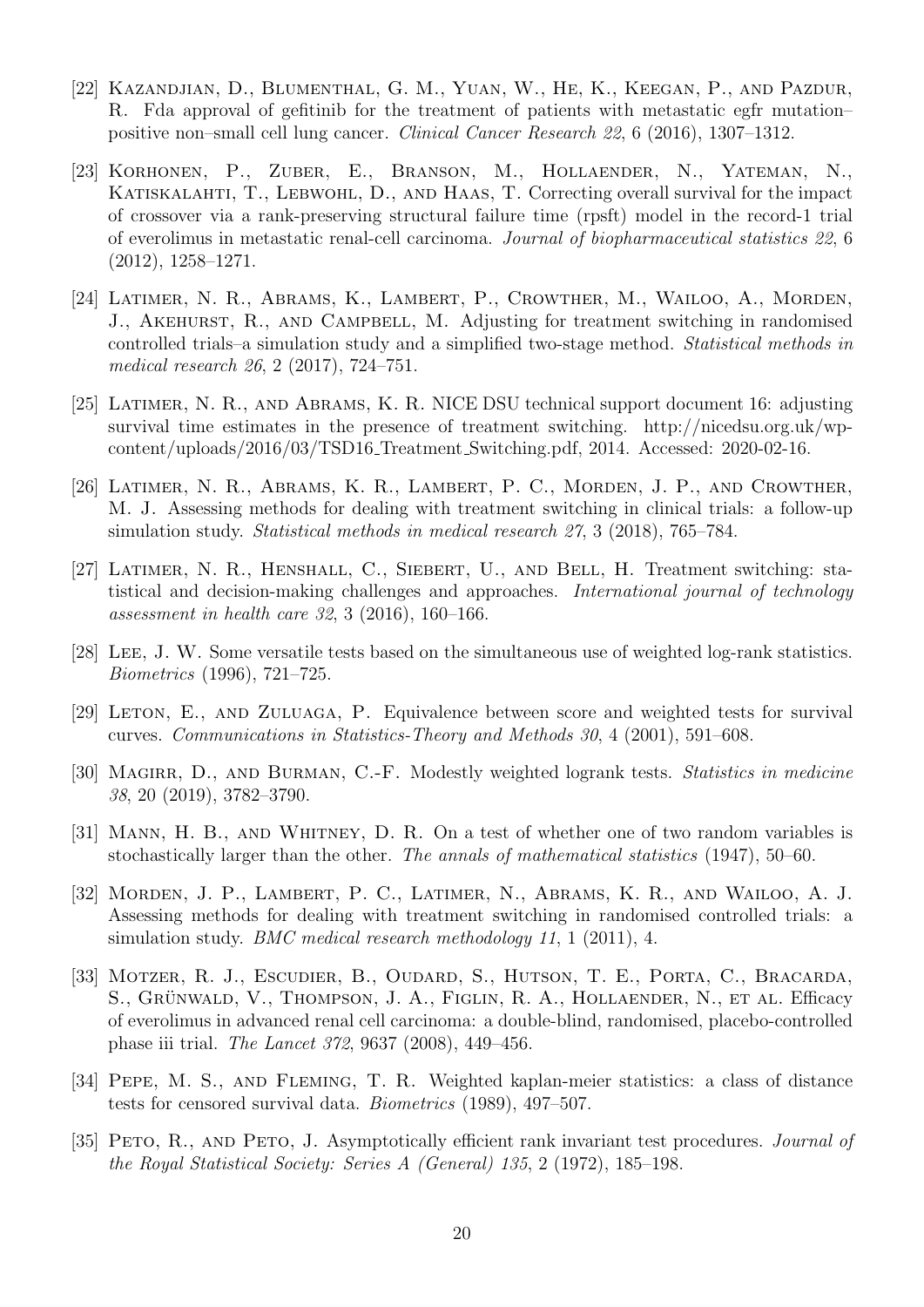[22] Kazandjian, D., Blumenthal, G. M., Yuan, W., He, K., Keegan, P., and Pazdur, R. Fda approval of gefitinib for the treatment of patients with metastatic egfr mutation–positive non–small cell lung cancer. *Clinical Cancer Research 22*, 6 (2016), 1307–1312.

[23] Korhonen, P., Zuber, E., Branson, M., Hollaender, N., Yateman, N., Katiskalahti, T., Lebwohl, D., and Haas, T. Correcting overall survival for the impact of crossover via a rank-preserving structural failure time (rpsft) model in the record-1 trial of everolimus in metastatic renal-cell carcinoma. *Journal of biopharmaceutical statistics 22*, 6 (2012), 1258–1271.

[24] Latimer, N. R., Abrams, K., Lambert, P., Crowther, M., Wailoo, A., Morden, J., Akehurst, R., and Campbell, M. Adjusting for treatment switching in randomised controlled trials–a simulation study and a simplified two-stage method. *Statistical methods in medical research 26*, 2 (2017), 724–751.

[25] Latimer, N. R., and Abrams, K. R. NICE DSU technical support document 16: adjusting survival time estimates in the presence of treatment switching. http://nicedsu.org.uk/wp-content/uploads/2016/03/TSD16_Treatment_Switching.pdf, 2014. Accessed: 2020-02-16.

[26] Latimer, N. R., Abrams, K. R., Lambert, P. C., Morden, J. P., and Crowther, M. J. Assessing methods for dealing with treatment switching in clinical trials: a follow-up simulation study. *Statistical methods in medical research 27*, 3 (2018), 765–784.

[27] Latimer, N. R., Henshall, C., Siebert, U., and Bell, H. Treatment switching: statistical and decision-making challenges and approaches. *International journal of technology assessment in health care 32*, 3 (2016), 160–166.

[28] Lee, J. W. Some versatile tests based on the simultaneous use of weighted log-rank statistics. *Biometrics* (1996), 721–725.

[29] Leton, E., and Zuluaga, P. Equivalence between score and weighted tests for survival curves. *Communications in Statistics-Theory and Methods 30*, 4 (2001), 591–608.

[30] Magirr, D., and Burman, C.-F. Modestly weighted logrank tests. *Statistics in medicine 38*, 20 (2019), 3782–3790.

[31] Mann, H. B., and Whitney, D. R. On a test of whether one of two random variables is stochastically larger than the other. *The annals of mathematical statistics* (1947), 50–60.

[32] Morden, J. P., Lambert, P. C., Latimer, N., Abrams, K. R., and Wailoo, A. J. Assessing methods for dealing with treatment switching in randomised controlled trials: a simulation study. *BMC medical research methodology 11*, 1 (2011), 4.

[33] Motzer, R. J., Escudier, B., Oudard, S., Hutson, T. E., Porta, C., Bracarda, S., Grünwald, V., Thompson, J. A., Figlin, R. A., Hollaender, N., et al. Efficacy of everolimus in advanced renal cell carcinoma: a double-blind, randomised, placebo-controlled phase iii trial. *The Lancet 372*, 9637 (2008), 449–456.

[34] Pepe, M. S., and Fleming, T. R. Weighted kaplan-meier statistics: a class of distance tests for censored survival data. *Biometrics* (1989), 497–507.

[35] Peto, R., and Peto, J. Asymptotically efficient rank invariant test procedures. *Journal of the Royal Statistical Society: Series A (General) 135*, 2 (1972), 185–198.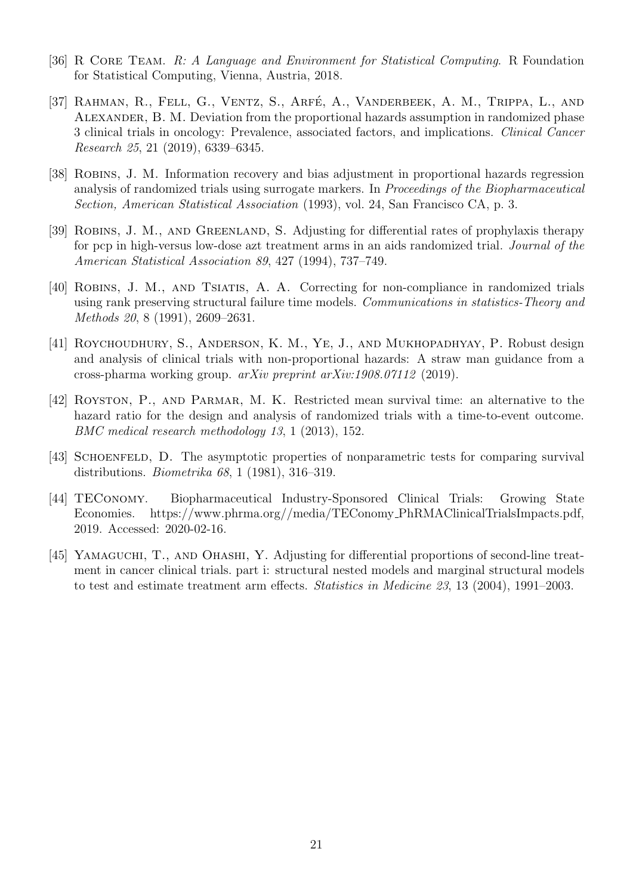[36] R Core Team. *R: A Language and Environment for Statistical Computing*. R Foundation for Statistical Computing, Vienna, Austria, 2018.

[37] Rahman, R., Fell, G., Ventz, S., Arfé, A., Vanderbeek, A. M., Trippa, L., and Alexander, B. M. Deviation from the proportional hazards assumption in randomized phase 3 clinical trials in oncology: Prevalence, associated factors, and implications. *Clinical Cancer Research 25*, 21 (2019), 6339–6345.

[38] Robins, J. M. Information recovery and bias adjustment in proportional hazards regression analysis of randomized trials using surrogate markers. In *Proceedings of the Biopharmaceutical Section, American Statistical Association* (1993), vol. 24, San Francisco CA, p. 3.

[39] Robins, J. M., and Greenland, S. Adjusting for differential rates of prophylaxis therapy for pcp in high-versus low-dose azt treatment arms in an aids randomized trial. *Journal of the American Statistical Association 89*, 427 (1994), 737–749.

[40] Robins, J. M., and Tsiatis, A. A. Correcting for non-compliance in randomized trials using rank preserving structural failure time models. *Communications in statistics-Theory and Methods 20*, 8 (1991), 2609–2631.

[41] Roychoudhury, S., Anderson, K. M., Ye, J., and Mukhopadhyay, P. Robust design and analysis of clinical trials with non-proportional hazards: A straw man guidance from a cross-pharma working group. *arXiv preprint arXiv:1908.07112* (2019).

[42] Royston, P., and Parmar, M. K. Restricted mean survival time: an alternative to the hazard ratio for the design and analysis of randomized trials with a time-to-event outcome. *BMC medical research methodology 13*, 1 (2013), 152.

[43] Schoenfeld, D. The asymptotic properties of nonparametric tests for comparing survival distributions. *Biometrika 68*, 1 (1981), 316–319.

[44] TEConomy. Biopharmaceutical Industry-Sponsored Clinical Trials: Growing State Economies. https://www.phrma.org//media/TEConomy_PhRMAClinicalTrialsImpacts.pdf, 2019. Accessed: 2020-02-16.

[45] Yamaguchi, T., and Ohashi, Y. Adjusting for differential proportions of second-line treatment in cancer clinical trials. part i: structural nested models and marginal structural models to test and estimate treatment arm effects. *Statistics in Medicine 23*, 13 (2004), 1991–2003.